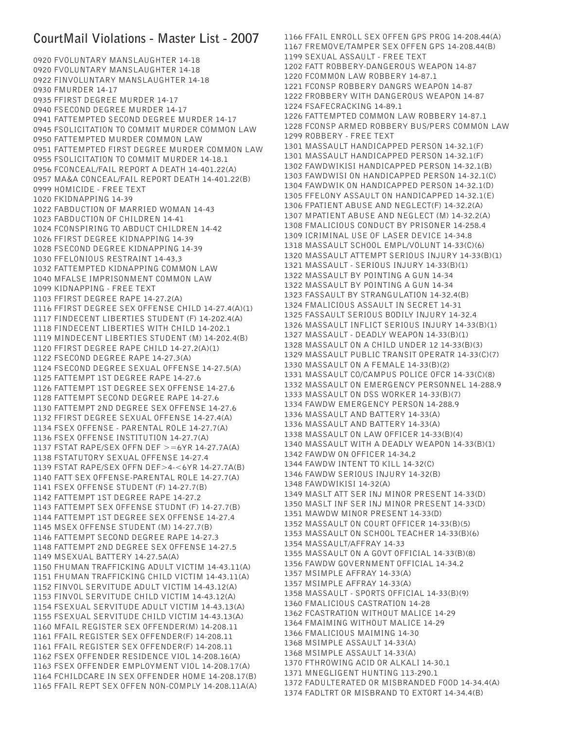## CourtMail Violations - Master List - 2007

0920 FVOLUNTARY MANSLAUGHTER 14-18
0920 FVOLUNTARY MANSLAUGHTER 14-18
0922 FINVOLUNTARY MANSLAUGHTER 14-18
0930 FMURDER 14-17
0935 FFIRST DEGREE MURDER 14-17
0940 FSECOND DEGREE MURDER 14-17
0941 FATTEMPTED SECOND DEGREE MURDER 14-17
0945 FSOLICITATION TO COMMIT MURDER COMMON LAW
0950 FATTEMPTED MURDER COMMON LAW
0951 FATTEMPTED FIRST DEGREE MURDER COMMON LAW
0955 FSOLICITATION TO COMMIT MURDER 14-18.1
0956 FCONCEAL/FAIL REPORT A DEATH 14-401.22(A)
0957 MA&A CONCEAL/FAIL REPORT DEATH 14-401.22(B)
0999 HOMICIDE - FREE TEXT
1020 FKIDNAPPING 14-39
1022 FABDUCTION OF MARRIED WOMAN 14-43
1023 FABDUCTION OF CHILDREN 14-41
1024 FCONSPIRING TO ABDUCT CHILDREN 14-42
1026 FFIRST DEGREE KIDNAPPING 14-39
1028 FSECOND DEGREE KIDNAPPING 14-39
1030 FFELONIOUS RESTRAINT 14-43.3
1032 FATTEMPTED KIDNAPPING COMMON LAW
1040 MFALSE IMPRISONMENT COMMON LAW
1099 KIDNAPPING - FREE TEXT
1103 FFIRST DEGREE RAPE 14-27.2(A)
1116 FFIRST DEGREE SEX OFFENSE CHILD 14-27.4(A)(1)
1117 FINDECENT LIBERTIES STUDENT (F) 14-202.4(A)
1118 FINDECENT LIBERTIES WITH CHILD 14-202.1
1119 MINDECENT LIBERTIES STUDENT (M) 14-202.4(B)
1120 FFIRST DEGREE RAPE CHILD 14-27.2(A)(1)
1122 FSECOND DEGREE RAPE 14-27.3(A)
1124 FSECOND DEGREE SEXUAL OFFENSE 14-27.5(A)
1125 FATTEMPT 1ST DEGREE RAPE 14-27.6
1126 FATTEMPT 1ST DEGREE SEX OFFENSE 14-27.6
1128 FATTEMPT SECOND DEGREE RAPE 14-27.6
1130 FATTEMPT 2ND DEGREE SEX OFFENSE 14-27.6
1132 FFIRST DEGREE SEXUAL OFFENSE 14-27.4(A)
1134 FSEX OFFENSE - PARENTAL ROLE 14-27.7(A)
1136 FSEX OFFENSE INSTITUTION 14-27.7(A)
1137 FSTAT RAPE/SEX OFFN DEF >=6YR 14-27.7A(A)
1138 FSTATUTORY SEXUAL OFFENSE 14-27.4
1139 FSTAT RAPE/SEX OFFN DEF>4-<6YR 14-27.7A(B)
1140 FATT SEX OFFENSE-PARENTAL ROLE 14-27.7(A)
1141 FSEX OFFENSE STUDENT (F) 14-27.7(B)
1142 FATTEMPT 1ST DEGREE RAPE 14-27.2
1143 FATTEMPT SEX OFFENSE STUDNT (F) 14-27.7(B)
1144 FATTEMPT 1ST DEGREE SEX OFFENSE 14-27.4
1145 MSEX OFFENSE STUDENT (M) 14-27.7(B)
1146 FATTEMPT SECOND DEGREE RAPE 14-27.3
1148 FATTEMPT 2ND DEGREE SEX OFFENSE 14-27.5
1149 MSEXUAL BATTERY 14-27.5A(A)
1150 FHUMAN TRAFFICKING ADULT VICTIM 14-43.11(A)
1151 FHUMAN TRAFFICKING CHILD VICTIM 14-43.11(A)
1152 FINVOL SERVITUDE ADULT VICTIM 14-43.12(A)
1153 FINVOL SERVITUDE CHILD VICTIM 14-43.12(A)
1154 FSEXUAL SERVITUDE ADULT VICTIM 14-43.13(A)
1155 FSEXUAL SERVITUDE CHILD VICTIM 14-43.13(A)
1160 MFAIL REGISTER SEX OFFENDER(M) 14-208.11
1161 FFAIL REGISTER SEX OFFENDER(F) 14-208.11
1161 FFAIL REGISTER SEX OFFENDER(F) 14-208.11
1162 FSEX OFFENDER RESIDENCE VIOL 14-208.16(A)
1163 FSEX OFFENDER EMPLOYMENT VIOL 14-208.17(A)
1164 FCHILDCARE IN SEX OFFENDER HOME 14-208.17(B)
1165 FFAIL REPT SEX OFFEN NON-COMPLY 14-208.11A(A)
1166 FFAIL ENROLL SEX OFFEN GPS PROG 14-208.44(A)
1167 FREMOVE/TAMPER SEX OFFEN GPS 14-208.44(B)
1199 SEXUAL ASSAULT - FREE TEXT
1202 FATT ROBBERY-DANGEROUS WEAPON 14-87
1220 FCOMMON LAW ROBBERY 14-87.1
1221 FCONSP ROBBERY DANGRS WEAPON 14-87
1222 FROBBERY WITH DANGEROUS WEAPON 14-87
1224 FSAFECRACKING 14-89.1
1226 FATTEMPTED COMMON LAW ROBBERY 14-87.1
1228 FCONSP ARMED ROBBERY BUS/PERS COMMON LAW
1299 ROBBERY - FREE TEXT
1301 MASSAULT HANDICAPPED PERSON 14-32.1(F)
1301 MASSAULT HANDICAPPED PERSON 14-32.1(F)
1302 FAWDWIKISI HANDICAPPED PERSON 14-32.1(B)
1303 FAWDWISI ON HANDICAPPED PERSON 14-32.1(C)
1304 FAWDWIK ON HANDICAPPED PERSON 14-32.1(D)
1305 FFELONY ASSAULT ON HANDICAPPED 14-32.1(E)
1306 FPATIENT ABUSE AND NEGLECT(F) 14-32.2(A)
1307 MPATIENT ABUSE AND NEGLECT (M) 14-32.2(A)
1308 FMALICIOUS CONDUCT BY PRISONER 14-258.4
1309 ICRIMINAL USE OF LASER DEVICE 14-34.8
1318 MASSAULT SCHOOL EMPL/VOLUNT 14-33(C)(6)
1320 MASSAULT ATTEMPT SERIOUS INJURY 14-33(B)(1)
1321 MASSAULT - SERIOUS INJURY 14-33(B)(1)
1322 MASSAULT BY POINTING A GUN 14-34
1322 MASSAULT BY POINTING A GUN 14-34
1323 FASSAULT BY STRANGULATION 14-32.4(B)
1324 FMALICIOUS ASSAULT IN SECRET 14-31
1325 FASSAULT SERIOUS BODILY INJURY 14-32.4
1326 MASSAULT INFLICT SERIOUS INJURY 14-33(B)(1)
1327 MASSAULT - DEADLY WEAPON 14-33(B)(1)
1328 MASSAULT ON A CHILD UNDER 12 14-33(B)(3)
1329 MASSAULT PUBLIC TRANSIT OPERATR 14-33(C)(7)
1330 MASSAULT ON A FEMALE 14-33(B)(2)
1331 MASSAULT CO/CAMPUS POLICE OFCR 14-33(C)(8)
1332 MASSAULT ON EMERGENCY PERSONNEL 14-288.9
1333 MASSAULT ON DSS WORKER 14-33(B)(7)
1334 FAWDW EMERGENCY PERSON 14-288.9
1336 MASSAULT AND BATTERY 14-33(A)
1336 MASSAULT AND BATTERY 14-33(A)
1338 MASSAULT ON LAW OFFICER 14-33(B)(4)
1340 MASSAULT WITH A DEADLY WEAPON 14-33(B)(1)
1342 FAWDW ON OFFICER 14-34.2
1344 FAWDW INTENT TO KILL 14-32(C)
1346 FAWDW SERIOUS INJURY 14-32(B)
1348 FAWDWIKISI 14-32(A)
1349 MASLT ATT SER INJ MINOR PRESENT 14-33(D)
1350 MASLT INF SER INJ MINOR PRESENT 14-33(D)
1351 MAWDW MINOR PRESENT 14-33(D)
1352 MASSAULT ON COURT OFFICER 14-33(B)(5)
1353 MASSAULT ON SCHOOL TEACHER 14-33(B)(6)
1354 MASSAULT/AFFRAY 14-33
1355 MASSAULT ON A GOVT OFFICIAL 14-33(B)(8)
1356 FAWDW GOVERNMENT OFFICIAL 14-34.2
1357 MSIMPLE AFFRAY 14-33(A)
1357 MSIMPLE AFFRAY 14-33(A)
1358 MASSAULT - SPORTS OFFICIAL 14-33(B)(9)
1360 FMALICIOUS CASTRATION 14-28
1362 FCASTRATION WITHOUT MALICE 14-29
1364 FMAIMING WITHOUT MALICE 14-29
1366 FMALICIOUS MAIMING 14-30
1368 MSIMPLE ASSAULT 14-33(A)
1368 MSIMPLE ASSAULT 14-33(A)
1370 FTHROWING ACID OR ALKALI 14-30.1
1371 MNEGLIGENT HUNTING 113-290.1
1372 FADULTERATED OR MISBRANDED FOOD 14-34.4(A)
1374 FADLTRT OR MISBRAND TO EXTORT 14-34.4(B)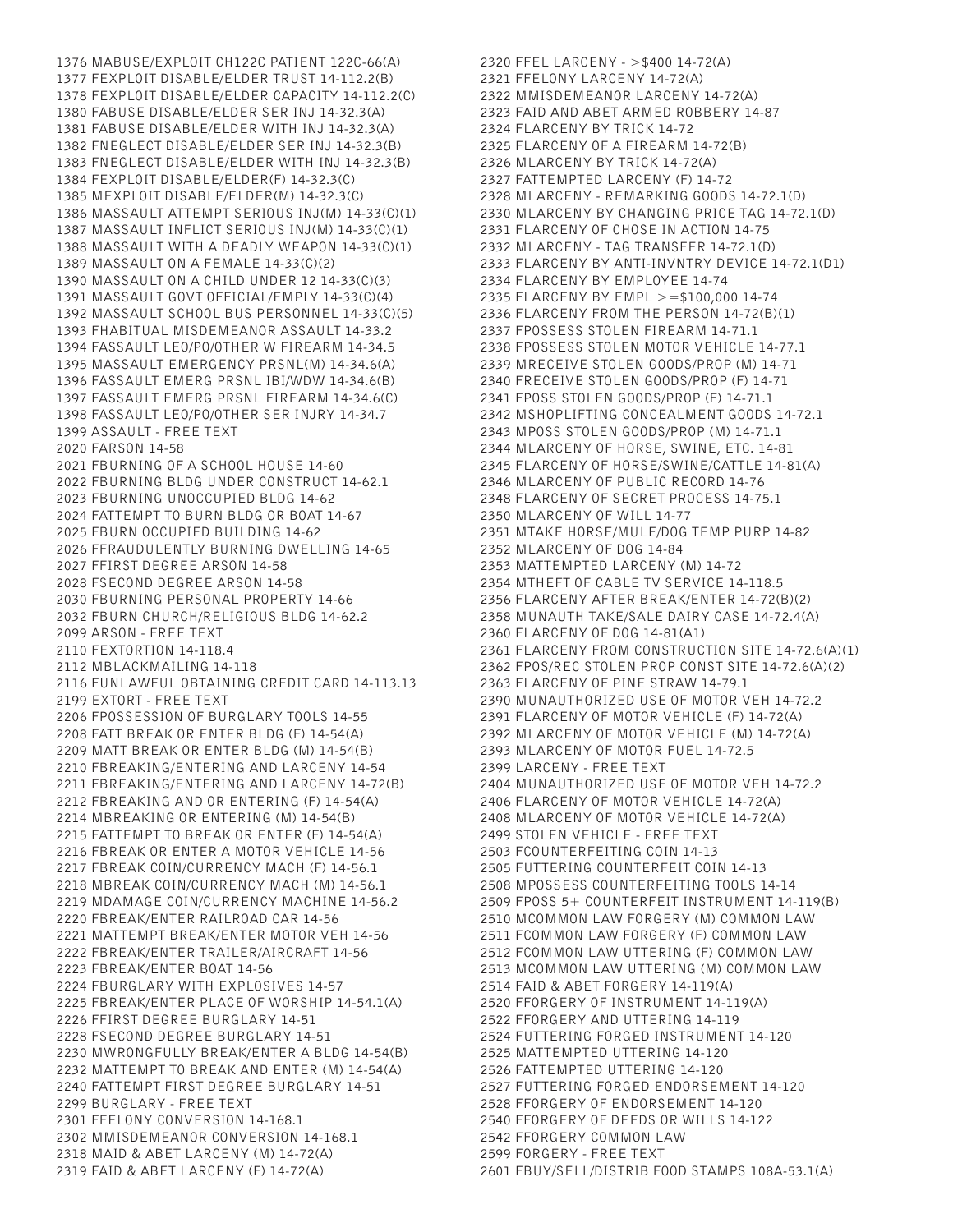1376 MABUSE/EXPLOIT CH122C PATIENT 122C-66(A)
1377 FEXPLOIT DISABLE/ELDER TRUST 14-112.2(B)
1378 FEXPLOIT DISABLE/ELDER CAPACITY 14-112.2(C)
1380 FABUSE DISABLE/ELDER SER INJ 14-32.3(A)
1381 FABUSE DISABLE/ELDER WITH INJ 14-32.3(A)
1382 FNEGLECT DISABLE/ELDER SER INJ 14-32.3(B)
1383 FNEGLECT DISABLE/ELDER WITH INJ 14-32.3(B)
1384 FEXPLOIT DISABLE/ELDER(F) 14-32.3(C)
1385 MEXPLOIT DISABLE/ELDER(M) 14-32.3(C)
1386 MASSAULT ATTEMPT SERIOUS INJ(M) 14-33(C)(1)
1387 MASSAULT INFLICT SERIOUS INJ(M) 14-33(C)(1)
1388 MASSAULT WITH A DEADLY WEAPON 14-33(C)(1)
1389 MASSAULT ON A FEMALE 14-33(C)(2)
1390 MASSAULT ON A CHILD UNDER 12 14-33(C)(3)
1391 MASSAULT GOVT OFFICIAL/EMPLY 14-33(C)(4)
1392 MASSAULT SCHOOL BUS PERSONNEL 14-33(C)(5)
1393 FHABITUAL MISDEMEANOR ASSAULT 14-33.2
1394 FASSAULT LEO/PO/OTHER W FIREARM 14-34.5
1395 MASSAULT EMERGENCY PRSNL(M) 14-34.6(A)
1396 FASSAULT EMERG PRSNL IBI/WDW 14-34.6(B)
1397 FASSAULT EMERG PRSNL FIREARM 14-34.6(C)
1398 FASSAULT LEO/PO/OTHER SER INJRY 14-34.7
1399 ASSAULT - FREE TEXT
2020 FARSON 14-58
2021 FBURNING OF A SCHOOL HOUSE 14-60
2022 FBURNING BLDG UNDER CONSTRUCT 14-62.1
2023 FBURNING UNOCCUPIED BLDG 14-62
2024 FATTEMPT TO BURN BLDG OR BOAT 14-67
2025 FBURN OCCUPIED BUILDING 14-62
2026 FFRAUDULENTLY BURNING DWELLING 14-65
2027 FFIRST DEGREE ARSON 14-58
2028 FSECOND DEGREE ARSON 14-58
2030 FBURNING PERSONAL PROPERTY 14-66
2032 FBURN CHURCH/RELIGIOUS BLDG 14-62.2
2099 ARSON - FREE TEXT
2110 FEXTORTION 14-118.4
2112 MBLACKMAILING 14-118
2116 FUNLAWFUL OBTAINING CREDIT CARD 14-113.13
2199 EXTORT - FREE TEXT
2206 FPOSSESSION OF BURGLARY TOOLS 14-55
2208 FATT BREAK OR ENTER BLDG (F) 14-54(A)
2209 MATT BREAK OR ENTER BLDG (M) 14-54(B)
2210 FBREAKING/ENTERING AND LARCENY 14-54
2211 FBREAKING/ENTERING AND LARCENY 14-72(B)
2212 FBREAKING AND OR ENTERING (F) 14-54(A)
2214 MBREAKING OR ENTERING (M) 14-54(B)
2215 FATTEMPT TO BREAK OR ENTER (F) 14-54(A)
2216 FBREAK OR ENTER A MOTOR VEHICLE 14-56
2217 FBREAK COIN/CURRENCY MACH (F) 14-56.1
2218 MBREAK COIN/CURRENCY MACH (M) 14-56.1
2219 MDAMAGE COIN/CURRENCY MACHINE 14-56.2
2220 FBREAK/ENTER RAILROAD CAR 14-56
2221 MATTEMPT BREAK/ENTER MOTOR VEH 14-56
2222 FBREAK/ENTER TRAILER/AIRCRAFT 14-56
2223 FBREAK/ENTER BOAT 14-56
2224 FBURGLARY WITH EXPLOSIVES 14-57
2225 FBREAK/ENTER PLACE OF WORSHIP 14-54.1(A)
2226 FFIRST DEGREE BURGLARY 14-51
2228 FSECOND DEGREE BURGLARY 14-51
2230 MWRONGFULLY BREAK/ENTER A BLDG 14-54(B)
2232 MATTEMPT TO BREAK AND ENTER (M) 14-54(A)
2240 FATTEMPT FIRST DEGREE BURGLARY 14-51
2299 BURGLARY - FREE TEXT
2301 FFELONY CONVERSION 14-168.1
2302 MMISDEMEANOR CONVERSION 14-168.1
2318 MAID & ABET LARCENY (M) 14-72(A)
2319 FAID & ABET LARCENY (F) 14-72(A)
2320 FFEL LARCENY - >$400 14-72(A)
2321 FFELONY LARCENY 14-72(A)
2322 MMISDEMEANOR LARCENY 14-72(A)
2323 FAID AND ABET ARMED ROBBERY 14-87
2324 FLARCENY BY TRICK 14-72
2325 FLARCENY OF A FIREARM 14-72(B)
2326 MLARCENY BY TRICK 14-72(A)
2327 FATTEMPTED LARCENY (F) 14-72
2328 MLARCENY - REMARKING GOODS 14-72.1(D)
2330 MLARCENY BY CHANGING PRICE TAG 14-72.1(D)
2331 FLARCENY OF CHOSE IN ACTION 14-75
2332 MLARCENY - TAG TRANSFER 14-72.1(D)
2333 FLARCENY BY ANTI-INVNTRY DEVICE 14-72.1(D1)
2334 FLARCENY BY EMPLOYEE 14-74
2335 FLARCENY BY EMPL >=$100,000 14-74
2336 FLARCENY FROM THE PERSON 14-72(B)(1)
2337 FPOSSESS STOLEN FIREARM 14-71.1
2338 FPOSSESS STOLEN MOTOR VEHICLE 14-77.1
2339 MRECEIVE STOLEN GOODS/PROP (M) 14-71
2340 FRECEIVE STOLEN GOODS/PROP (F) 14-71
2341 FPOSS STOLEN GOODS/PROP (F) 14-71.1
2342 MSHOPLIFTING CONCEALMENT GOODS 14-72.1
2343 MPOSS STOLEN GOODS/PROP (M) 14-71.1
2344 MLARCENY OF HORSE, SWINE, ETC. 14-81
2345 FLARCENY OF HORSE/SWINE/CATTLE 14-81(A)
2346 MLARCENY OF PUBLIC RECORD 14-76
2348 FLARCENY OF SECRET PROCESS 14-75.1
2350 MLARCENY OF WILL 14-77
2351 MTAKE HORSE/MULE/DOG TEMP PURP 14-82
2352 MLARCENY OF DOG 14-84
2353 MATTEMPTED LARCENY (M) 14-72
2354 MTHEFT OF CABLE TV SERVICE 14-118.5
2356 FLARCENY AFTER BREAK/ENTER 14-72(B)(2)
2358 MUNAUTH TAKE/SALE DAIRY CASE 14-72.4(A)
2360 FLARCENY OF DOG 14-81(A1)
2361 FLARCENY FROM CONSTRUCTION SITE 14-72.6(A)(1)
2362 FPOS/REC STOLEN PROP CONST SITE 14-72.6(A)(2)
2363 FLARCENY OF PINE STRAW 14-79.1
2390 MUNAUTHORIZED USE OF MOTOR VEH 14-72.2
2391 FLARCENY OF MOTOR VEHICLE (F) 14-72(A)
2392 MLARCENY OF MOTOR VEHICLE (M) 14-72(A)
2393 MLARCENY OF MOTOR FUEL 14-72.5
2399 LARCENY - FREE TEXT
2404 MUNAUTHORIZED USE OF MOTOR VEH 14-72.2
2406 FLARCENY OF MOTOR VEHICLE 14-72(A)
2408 MLARCENY OF MOTOR VEHICLE 14-72(A)
2499 STOLEN VEHICLE - FREE TEXT
2503 FCOUNTERFEITING COIN 14-13
2505 FUTTERING COUNTERFEIT COIN 14-13
2508 MPOSSESS COUNTERFEITING TOOLS 14-14
2509 FPOSS 5+ COUNTERFEIT INSTRUMENT 14-119(B)
2510 MCOMMON LAW FORGERY (M) COMMON LAW
2511 FCOMMON LAW FORGERY (F) COMMON LAW
2512 FCOMMON LAW UTTERING (F) COMMON LAW
2513 MCOMMON LAW UTTERING (M) COMMON LAW
2514 FAID & ABET FORGERY 14-119(A)
2520 FFORGERY OF INSTRUMENT 14-119(A)
2522 FFORGERY AND UTTERING 14-119
2524 FUTTERING FORGED INSTRUMENT 14-120
2525 MATTEMPTED UTTERING 14-120
2526 FATTEMPTED UTTERING 14-120
2527 FUTTERING FORGED ENDORSEMENT 14-120
2528 FFORGERY OF ENDORSEMENT 14-120
2540 FFORGERY OF DEEDS OR WILLS 14-122
2542 FFORGERY COMMON LAW
2599 FORGERY - FREE TEXT
2601 FBUY/SELL/DISTRIB FOOD STAMPS 108A-53.1(A)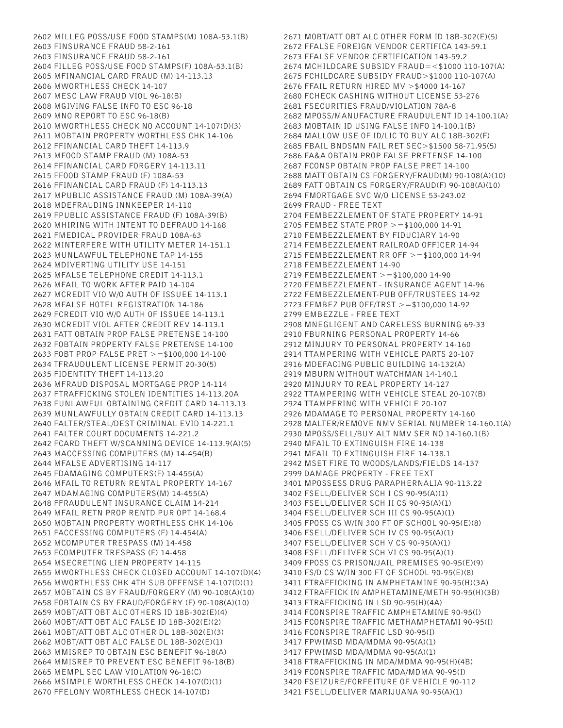2602 MILLEG POSS/USE FOOD STAMPS(M) 108A-53.1(B)
2603 FINSURANCE FRAUD 58-2-161
2603 FINSURANCE FRAUD 58-2-161
2604 FILLEG POSS/USE FOOD STAMPS(F) 108A-53.1(B)
2605 MFINANCIAL CARD FRAUD (M) 14-113.13
2606 MWORTHLESS CHECK 14-107
2607 MESC LAW FRAUD VIOL 96-18(B)
2608 MGIVING FALSE INFO TO ESC 96-18
2609 MNO REPORT TO ESC 96-18(B)
2610 MWORTHLESS CHECK NO ACCOUNT 14-107(D)(3)
2611 MOBTAIN PROPERTY WORTHLESS CHK 14-106
2612 FFINANCIAL CARD THEFT 14-113.9
2613 MFOOD STAMP FRAUD (M) 108A-53
2614 FFINANCIAL CARD FORGERY 14-113.11
2615 FFOOD STAMP FRAUD (F) 108A-53
2616 FFINANCIAL CARD FRAUD (F) 14-113.13
2617 MPUBLIC ASSISTANCE FRAUD (M) 108A-39(A)
2618 MDEFRAUDING INNKEEPER 14-110
2619 FPUBLIC ASSISTANCE FRAUD (F) 108A-39(B)
2620 MHIRING WITH INTENT TO DEFRAUD 14-168
2621 FMEDICAL PROVIDER FRAUD 108A-63
2622 MINTERFERE WITH UTILITY METER 14-151.1
2623 MUNLAWFUL TELEPHONE TAP 14-155
2624 MDIVERTING UTILITY USE 14-151
2625 MFALSE TELEPHONE CREDIT 14-113.1
2626 MFAIL TO WORK AFTER PAID 14-104
2627 MCREDIT VIO W/O AUTH OF ISSUEE 14-113.1
2628 MFALSE HOTEL REGISTRATION 14-186
2629 FCREDIT VIO W/O AUTH OF ISSUEE 14-113.1
2630 MCREDIT VIOL AFTER CREDIT REV 14-113.1
2631 FATT OBTAIN PROP FALSE PRETENSE 14-100
2632 FOBTAIN PROPERTY FALSE PRETENSE 14-100
2633 FOBT PROP FALSE PRET >=$100,000 14-100
2634 TFRAUDULENT LICENSE PERMIT 20-30(5)
2635 FIDENTITY THEFT 14-113.20
2636 MFRAUD DISPOSAL MORTGAGE PROP 14-114
2637 FTRAFFICKING STOLEN IDENTITIES 14-113.20A
2638 FUNLAWFUL OBTAINING CREDIT CARD 14-113.13
2639 MUNLAWFULLY OBTAIN CREDIT CARD 14-113.13
2640 FALTER/STEAL/DEST CRIMINAL EVID 14-221.1
2641 FALTER COURT DOCUMENTS 14-221.2
2642 FCARD THEFT W/SCANNING DEVICE 14-113.9(A)(5)
2643 MACCESSING COMPUTERS (M) 14-454(B)
2644 MFALSE ADVERTISING 14-117
2645 FDAMAGING COMPUTERS(F) 14-455(A)
2646 MFAIL TO RETURN RENTAL PROPERTY 14-167
2647 MDAMAGING COMPUTERS(M) 14-455(A)
2648 FFRAUDULENT INSURANCE CLAIM 14-214
2649 MFAIL RETN PROP RENTD PUR OPT 14-168.4
2650 MOBTAIN PROPERTY WORTHLESS CHK 14-106
2651 FACCESSING COMPUTERS (F) 14-454(A)
2652 MCOMPUTER TRESPASS (M) 14-458
2653 FCOMPUTER TRESPASS (F) 14-458
2654 MSECRETING LIEN PROPERTY 14-115
2655 MWORTHLESS CHECK CLOSED ACCOUNT 14-107(D)(4)
2656 MWORTHLESS CHK 4TH SUB OFFENSE 14-107(D)(1)
2657 MOBTAIN CS BY FRAUD/FORGERY (M) 90-108(A)(10)
2658 FOBTAIN CS BY FRAUD/FORGERY (F) 90-108(A)(10)
2659 MOBT/ATT OBT ALC OTHERS ID 18B-302(E)(4)
2660 MOBT/ATT OBT ALC FALSE ID 18B-302(E)(2)
2661 MOBT/ATT OBT ALC OTHER DL 18B-302(E)(3)
2662 MOBT/ATT OBT ALC FALSE DL 18B-302(E)(1)
2663 MMISREP TO OBTAIN ESC BENEFIT 96-18(A)
2664 MMISREP TO PREVENT ESC BENEFIT 96-18(B)
2665 MEMPL SEC LAW VIOLATION 96-18(C)
2666 MSIMPLE WORTHLESS CHECK 14-107(D)(1)
2670 FFELONY WORTHLESS CHECK 14-107(D)
2671 MOBT/ATT OBT ALC OTHER FORM ID 18B-302(E)(5)
2672 FFALSE FOREIGN VENDOR CERTIFICA 143-59.1
2673 FFALSE VENDOR CERTIFICATION 143-59.2
2674 MCHILDCARE SUBSIDY FRAUD=<$1000 110-107(A)
2675 FCHILDCARE SUBSIDY FRAUD>$1000 110-107(A)
2676 FFAIL RETURN HIRED MV >$4000 14-167
2680 FCHECK CASHING WITHOUT LICENSE 53-276
2681 FSECURITIES FRAUD/VIOLATION 78A-8
2682 MPOSS/MANUFACTURE FRAUDULENT ID 14-100.1(A)
2683 MOBTAIN ID USING FALSE INFO 14-100.1(B)
2684 MALLOW USE OF ID/LIC TO BUY ALC 18B-302(F)
2685 FBAIL BNDSMN FAIL RET SEC>$1500 58-71.95(5)
2686 FA&A OBTAIN PROP FALSE PRETENSE 14-100
2687 FCONSP OBTAIN PROP FALSE PRET 14-100
2688 MATT OBTAIN CS FORGERY/FRAUD(M) 90-108(A)(10)
2689 FATT OBTAIN CS FORGERY/FRAUD(F) 90-108(A)(10)
2694 FMORTGAGE SVC W/O LICENSE 53-243.02
2699 FRAUD - FREE TEXT
2704 FEMBEZZLEMENT OF STATE PROPERTY 14-91
2705 FEMBEZ STATE PROP >=$100,000 14-91
2710 FEMBEZZLEMENT BY FIDUCIARY 14-90
2714 FEMBEZZLEMENT RAILROAD OFFICER 14-94
2715 FEMBEZZLEMENT RR OFF >=$100,000 14-94
2718 FEMBEZZLEMENT 14-90
2719 FEMBEZZLEMENT >=$100,000 14-90
2720 FEMBEZZLEMENT - INSURANCE AGENT 14-96
2722 FEMBEZZLEMENT-PUB OFF/TRUSTEES 14-92
2723 FEMBEZ PUB OFF/TRST >=$100,000 14-92
2799 EMBEZZLE - FREE TEXT
2908 MNEGLIGENT AND CARELESS BURNING 69-33
2910 FBURNING PERSONAL PROPERTY 14-66
2912 MINJURY TO PERSONAL PROPERTY 14-160
2914 TTAMPERING WITH VEHICLE PARTS 20-107
2916 MDEFACING PUBLIC BUILDING 14-132(A)
2919 MBURN WITHOUT WATCHMAN 14-140.1
2920 MINJURY TO REAL PROPERTY 14-127
2922 TTAMPERING WITH VEHICLE STEAL 20-107(B)
2924 TTAMPERING WITH VEHICLE 20-107
2926 MDAMAGE TO PERSONAL PROPERTY 14-160
2928 MALTER/REMOVE NMV SERIAL NUMBER 14-160.1(A)
2930 MPOSS/SELL/BUY ALT NMV SER NO 14-160.1(B)
2940 MFAIL TO EXTINGUISH FIRE 14-138
2941 MFAIL TO EXTINGUISH FIRE 14-138.1
2942 MSET FIRE TO WOODS/LANDS/FIELDS 14-137
2999 DAMAGE PROPERTY - FREE TEXT
3401 MPOSSESS DRUG PARAPHERNALIA 90-113.22
3402 FSELL/DELIVER SCH I CS 90-95(A)(1)
3403 FSELL/DELIVER SCH II CS 90-95(A)(1)
3404 FSELL/DELIVER SCH III CS 90-95(A)(1)
3405 FPOSS CS W/IN 300 FT OF SCHOOL 90-95(E)(8)
3406 FSELL/DELIVER SCH IV CS 90-95(A)(1)
3407 FSELL/DELIVER SCH V CS 90-95(A)(1)
3408 FSELL/DELIVER SCH VI CS 90-95(A)(1)
3409 FPOSS CS PRISON/JAIL PREMISES 90-95(E)(9)
3410 FS/D CS W/IN 300 FT OF SCHOOL 90-95(E)(8)
3411 FTRAFFICKING IN AMPHETAMINE 90-95(H)(3A)
3412 FTRAFFICK IN AMPHETAMINE/METH 90-95(H)(3B)
3413 FTRAFFICKING IN LSD 90-95(H)(4A)
3414 FCONSPIRE TRAFFIC AMPHETAMINE 90-95(I)
3415 FCONSPIRE TRAFFIC METHAMPHETAMI 90-95(I)
3416 FCONSPIRE TRAFFIC LSD 90-95(I)
3417 FPWIMSD MDA/MDMA 90-95(A)(1)
3417 FPWIMSD MDA/MDMA 90-95(A)(1)
3418 FTRAFFICKING IN MDA/MDMA 90-95(H)(4B)
3419 FCONSPIRE TRAFFIC MDA/MDMA 90-95(I)
3420 FSEIZURE/FORFEITURE OF VEHICLE 90-112
3421 FSELL/DELIVER MARIJUANA 90-95(A)(1)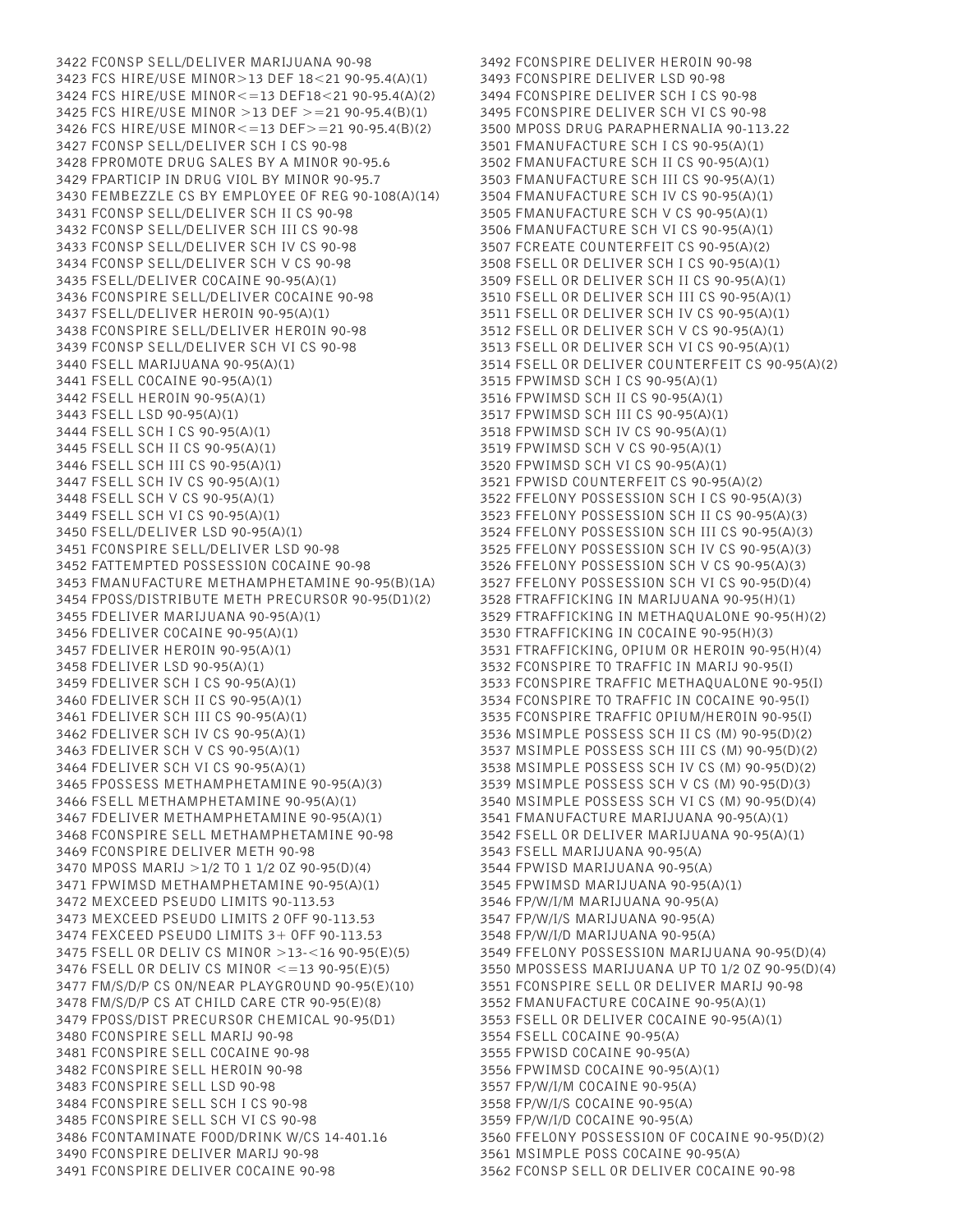3422 FCONSP SELL/DELIVER MARIJUANA 90-98
3423 FCS HIRE/USE MINOR>13 DEF 18<21 90-95.4(A)(1)
3424 FCS HIRE/USE MINOR<=13 DEF18<21 90-95.4(A)(2)
3425 FCS HIRE/USE MINOR >13 DEF >=21 90-95.4(B)(1)
3426 FCS HIRE/USE MINOR<=13 DEF>=21 90-95.4(B)(2)
3427 FCONSP SELL/DELIVER SCH I CS 90-98
3428 FPROMOTE DRUG SALES BY A MINOR 90-95.6
3429 FPARTICIP IN DRUG VIOL BY MINOR 90-95.7
3430 FEMBEZZLE CS BY EMPLOYEE OF REG 90-108(A)(14)
3431 FCONSP SELL/DELIVER SCH II CS 90-98
3432 FCONSP SELL/DELIVER SCH III CS 90-98
3433 FCONSP SELL/DELIVER SCH IV CS 90-98
3434 FCONSP SELL/DELIVER SCH V CS 90-98
3435 FSELL/DELIVER COCAINE 90-95(A)(1)
3436 FCONSPIRE SELL/DELIVER COCAINE 90-98
3437 FSELL/DELIVER HEROIN 90-95(A)(1)
3438 FCONSPIRE SELL/DELIVER HEROIN 90-98
3439 FCONSP SELL/DELIVER SCH VI CS 90-98
3440 FSELL MARIJUANA 90-95(A)(1)
3441 FSELL COCAINE 90-95(A)(1)
3442 FSELL HEROIN 90-95(A)(1)
3443 FSELL LSD 90-95(A)(1)
3444 FSELL SCH I CS 90-95(A)(1)
3445 FSELL SCH II CS 90-95(A)(1)
3446 FSELL SCH III CS 90-95(A)(1)
3447 FSELL SCH IV CS 90-95(A)(1)
3448 FSELL SCH V CS 90-95(A)(1)
3449 FSELL SCH VI CS 90-95(A)(1)
3450 FSELL/DELIVER LSD 90-95(A)(1)
3451 FCONSPIRE SELL/DELIVER LSD 90-98
3452 FATTEMPTED POSSESSION COCAINE 90-98
3453 FMANUFACTURE METHAMPHETAMINE 90-95(B)(1A)
3454 FPOSS/DISTRIBUTE METH PRECURSOR 90-95(D1)(2)
3455 FDELIVER MARIJUANA 90-95(A)(1)
3456 FDELIVER COCAINE 90-95(A)(1)
3457 FDELIVER HEROIN 90-95(A)(1)
3458 FDELIVER LSD 90-95(A)(1)
3459 FDELIVER SCH I CS 90-95(A)(1)
3460 FDELIVER SCH II CS 90-95(A)(1)
3461 FDELIVER SCH III CS 90-95(A)(1)
3462 FDELIVER SCH IV CS 90-95(A)(1)
3463 FDELIVER SCH V CS 90-95(A)(1)
3464 FDELIVER SCH VI CS 90-95(A)(1)
3465 FPOSSESS METHAMPHETAMINE 90-95(A)(3)
3466 FSELL METHAMPHETAMINE 90-95(A)(1)
3467 FDELIVER METHAMPHETAMINE 90-95(A)(1)
3468 FCONSPIRE SELL METHAMPHETAMINE 90-98
3469 FCONSPIRE DELIVER METH 90-98
3470 MPOSS MARIJ >1/2 TO 1 1/2 OZ 90-95(D)(4)
3471 FPWIMSD METHAMPHETAMINE 90-95(A)(1)
3472 MEXCEED PSEUDO LIMITS 90-113.53
3473 MEXCEED PSEUDO LIMITS 2 OFF 90-113.53
3474 FEXCEED PSEUDO LIMITS 3+ OFF 90-113.53
3475 FSELL OR DELIV CS MINOR >13-<16 90-95(E)(5)
3476 FSELL OR DELIV CS MINOR <=13 90-95(E)(5)
3477 FM/S/D/P CS ON/NEAR PLAYGROUND 90-95(E)(10)
3478 FM/S/D/P CS AT CHILD CARE CTR 90-95(E)(8)
3479 FPOSS/DIST PRECURSOR CHEMICAL 90-95(D1)
3480 FCONSPIRE SELL MARIJ 90-98
3481 FCONSPIRE SELL COCAINE 90-98
3482 FCONSPIRE SELL HEROIN 90-98
3483 FCONSPIRE SELL LSD 90-98
3484 FCONSPIRE SELL SCH I CS 90-98
3485 FCONSPIRE SELL SCH VI CS 90-98
3486 FCONTAMINATE FOOD/DRINK W/CS 14-401.16
3490 FCONSPIRE DELIVER MARIJ 90-98
3491 FCONSPIRE DELIVER COCAINE 90-98
3492 FCONSPIRE DELIVER HEROIN 90-98
3493 FCONSPIRE DELIVER LSD 90-98
3494 FCONSPIRE DELIVER SCH I CS 90-98
3495 FCONSPIRE DELIVER SCH VI CS 90-98
3500 MPOSS DRUG PARAPHERNALIA 90-113.22
3501 FMANUFACTURE SCH I CS 90-95(A)(1)
3502 FMANUFACTURE SCH II CS 90-95(A)(1)
3503 FMANUFACTURE SCH III CS 90-95(A)(1)
3504 FMANUFACTURE SCH IV CS 90-95(A)(1)
3505 FMANUFACTURE SCH V CS 90-95(A)(1)
3506 FMANUFACTURE SCH VI CS 90-95(A)(1)
3507 FCREATE COUNTERFEIT CS 90-95(A)(2)
3508 FSELL OR DELIVER SCH I CS 90-95(A)(1)
3509 FSELL OR DELIVER SCH II CS 90-95(A)(1)
3510 FSELL OR DELIVER SCH III CS 90-95(A)(1)
3511 FSELL OR DELIVER SCH IV CS 90-95(A)(1)
3512 FSELL OR DELIVER SCH V CS 90-95(A)(1)
3513 FSELL OR DELIVER SCH VI CS 90-95(A)(1)
3514 FSELL OR DELIVER COUNTERFEIT CS 90-95(A)(2)
3515 FPWIMSD SCH I CS 90-95(A)(1)
3516 FPWIMSD SCH II CS 90-95(A)(1)
3517 FPWIMSD SCH III CS 90-95(A)(1)
3518 FPWIMSD SCH IV CS 90-95(A)(1)
3519 FPWIMSD SCH V CS 90-95(A)(1)
3520 FPWIMSD SCH VI CS 90-95(A)(1)
3521 FPWISD COUNTERFEIT CS 90-95(A)(2)
3522 FFELONY POSSESSION SCH I CS 90-95(A)(3)
3523 FFELONY POSSESSION SCH II CS 90-95(A)(3)
3524 FFELONY POSSESSION SCH III CS 90-95(A)(3)
3525 FFELONY POSSESSION SCH IV CS 90-95(A)(3)
3526 FFELONY POSSESSION SCH V CS 90-95(A)(3)
3527 FFELONY POSSESSION SCH VI CS 90-95(D)(4)
3528 FTRAFFICKING IN MARIJUANA 90-95(H)(1)
3529 FTRAFFICKING IN METHAQUALONE 90-95(H)(2)
3530 FTRAFFICKING IN COCAINE 90-95(H)(3)
3531 FTRAFFICKING, OPIUM OR HEROIN 90-95(H)(4)
3532 FCONSPIRE TO TRAFFIC IN MARIJ 90-95(I)
3533 FCONSPIRE TRAFFIC METHAQUALONE 90-95(I)
3534 FCONSPIRE TO TRAFFIC IN COCAINE 90-95(I)
3535 FCONSPIRE TRAFFIC OPIUM/HEROIN 90-95(I)
3536 MSIMPLE POSSESS SCH II CS (M) 90-95(D)(2)
3537 MSIMPLE POSSESS SCH III CS (M) 90-95(D)(2)
3538 MSIMPLE POSSESS SCH IV CS (M) 90-95(D)(2)
3539 MSIMPLE POSSESS SCH V CS (M) 90-95(D)(3)
3540 MSIMPLE POSSESS SCH VI CS (M) 90-95(D)(4)
3541 FMANUFACTURE MARIJUANA 90-95(A)(1)
3542 FSELL OR DELIVER MARIJUANA 90-95(A)(1)
3543 FSELL MARIJUANA 90-95(A)
3544 FPWISD MARIJUANA 90-95(A)
3545 FPWIMSD MARIJUANA 90-95(A)(1)
3546 FP/W/I/M MARIJUANA 90-95(A)
3547 FP/W/I/S MARIJUANA 90-95(A)
3548 FP/W/I/D MARIJUANA 90-95(A)
3549 FFELONY POSSESSION MARIJUANA 90-95(D)(4)
3550 MPOSSESS MARIJUANA UP TO 1/2 OZ 90-95(D)(4)
3551 FCONSPIRE SELL OR DELIVER MARIJ 90-98
3552 FMANUFACTURE COCAINE 90-95(A)(1)
3553 FSELL OR DELIVER COCAINE 90-95(A)(1)
3554 FSELL COCAINE 90-95(A)
3555 FPWISD COCAINE 90-95(A)
3556 FPWIMSD COCAINE 90-95(A)(1)
3557 FP/W/I/M COCAINE 90-95(A)
3558 FP/W/I/S COCAINE 90-95(A)
3559 FP/W/I/D COCAINE 90-95(A)
3560 FFELONY POSSESSION OF COCAINE 90-95(D)(2)
3561 MSIMPLE POSS COCAINE 90-95(A)
3562 FCONSP SELL OR DELIVER COCAINE 90-98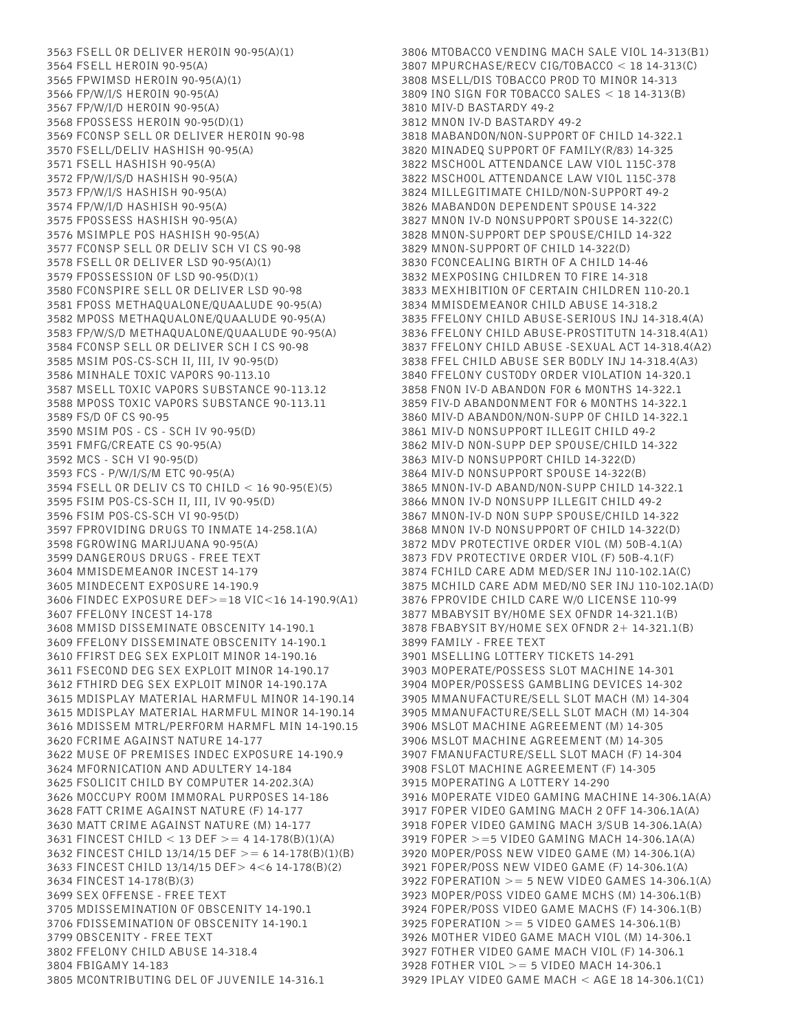3563 FSELL OR DELIVER HEROIN 90-95(A)(1)
3564 FSELL HEROIN 90-95(A)
3565 FPWIMSD HEROIN 90-95(A)(1)
3566 FP/W/I/S HEROIN 90-95(A)
3567 FP/W/I/D HEROIN 90-95(A)
3568 FPOSSESS HEROIN 90-95(D)(1)
3569 FCONSP SELL OR DELIVER HEROIN 90-98
3570 FSELL/DELIV HASHISH 90-95(A)
3571 FSELL HASHISH 90-95(A)
3572 FP/W/I/S/D HASHISH 90-95(A)
3573 FP/W/I/S HASHISH 90-95(A)
3574 FP/W/I/D HASHISH 90-95(A)
3575 FPOSSESS HASHISH 90-95(A)
3576 MSIMPLE POS HASHISH 90-95(A)
3577 FCONSP SELL OR DELIV SCH VI CS 90-98
3578 FSELL OR DELIVER LSD 90-95(A)(1)
3579 FPOSSESSION OF LSD 90-95(D)(1)
3580 FCONSPIRE SELL OR DELIVER LSD 90-98
3581 FPOSS METHAQUALONE/QUAALUDE 90-95(A)
3582 MPOSS METHAQUALONE/QUAALUDE 90-95(A)
3583 FP/W/S/D METHAQUALONE/QUAALUDE 90-95(A)
3584 FCONSP SELL OR DELIVER SCH I CS 90-98
3585 MSIM POS-CS-SCH II, III, IV 90-95(D)
3586 MINHALE TOXIC VAPORS 90-113.10
3587 MSELL TOXIC VAPORS SUBSTANCE 90-113.12
3588 MPOSS TOXIC VAPORS SUBSTANCE 90-113.11
3589 FS/D OF CS 90-95
3590 MSIM POS - CS - SCH IV 90-95(D)
3591 FMFG/CREATE CS 90-95(A)
3592 MCS - SCH VI 90-95(D)
3593 FCS - P/W/I/S/M ETC 90-95(A)
3594 FSELL OR DELIV CS TO CHILD < 16 90-95(E)(5)
3595 FSIM POS-CS-SCH II, III, IV 90-95(D)
3596 FSIM POS-CS-SCH VI 90-95(D)
3597 FPROVIDING DRUGS TO INMATE 14-258.1(A)
3598 FGROWING MARIJUANA 90-95(A)
3599 DANGEROUS DRUGS - FREE TEXT
3604 MMISDEMEANOR INCEST 14-179
3605 MINDECENT EXPOSURE 14-190.9
3606 FINDEC EXPOSURE DEF>=18 VIC<16 14-190.9(A1)
3607 FFELONY INCEST 14-178
3608 MMISD DISSEMINATE OBSCENITY 14-190.1
3609 FFELONY DISSEMINATE OBSCENITY 14-190.1
3610 FFIRST DEG SEX EXPLOIT MINOR 14-190.16
3611 FSECOND DEG SEX EXPLOIT MINOR 14-190.17
3612 FTHIRD DEG SEX EXPLOIT MINOR 14-190.17A
3615 MDISPLAY MATERIAL HARMFUL MINOR 14-190.14
3615 MDISPLAY MATERIAL HARMFUL MINOR 14-190.14
3616 MDISSEM MTRL/PERFORM HARMFL MIN 14-190.15
3620 FCRIME AGAINST NATURE 14-177
3622 MUSE OF PREMISES INDEC EXPOSURE 14-190.9
3624 MFORNICATION AND ADULTERY 14-184
3625 FSOLICIT CHILD BY COMPUTER 14-202.3(A)
3626 MOCCUPY ROOM IMMORAL PURPOSES 14-186
3628 FATT CRIME AGAINST NATURE (F) 14-177
3630 MATT CRIME AGAINST NATURE (M) 14-177
3631 FINCEST CHILD < 13 DEF >= 4 14-178(B)(1)(A)
3632 FINCEST CHILD 13/14/15 DEF >= 6 14-178(B)(1)(B)
3633 FINCEST CHILD 13/14/15 DEF> 4<6 14-178(B)(2)
3634 FINCEST 14-178(B)(3)
3699 SEX OFFENSE - FREE TEXT
3705 MDISSEMINATION OF OBSCENITY 14-190.1
3706 FDISSEMINATION OF OBSCENITY 14-190.1
3799 OBSCENITY - FREE TEXT
3802 FFELONY CHILD ABUSE 14-318.4
3804 FBIGAMY 14-183
3805 MCONTRIBUTING DEL OF JUVENILE 14-316.1
3806 MTOBACCO VENDING MACH SALE VIOL 14-313(B1)
3807 MPURCHASE/RECV CIG/TOBACCO < 18 14-313(C)
3808 MSELL/DIS TOBACCO PROD TO MINOR 14-313
3809 INO SIGN FOR TOBACCO SALES < 18 14-313(B)
3810 MIV-D BASTARDY 49-2
3812 MNON IV-D BASTARDY 49-2
3818 MABANDON/NON-SUPPORT OF CHILD 14-322.1
3820 MINADEQ SUPPORT OF FAMILY(R/83) 14-325
3822 MSCHOOL ATTENDANCE LAW VIOL 115C-378
3822 MSCHOOL ATTENDANCE LAW VIOL 115C-378
3824 MILLEGITIMATE CHILD/NON-SUPPORT 49-2
3826 MABANDON DEPENDENT SPOUSE 14-322
3827 MNON IV-D NONSUPPORT SPOUSE 14-322(C)
3828 MNON-SUPPORT DEP SPOUSE/CHILD 14-322
3829 MNON-SUPPORT OF CHILD 14-322(D)
3830 FCONCEALING BIRTH OF A CHILD 14-46
3832 MEXPOSING CHILDREN TO FIRE 14-318
3833 MEXHIBITION OF CERTAIN CHILDREN 110-20.1
3834 MMISDEMEANOR CHILD ABUSE 14-318.2
3835 FFELONY CHILD ABUSE-SERIOUS INJ 14-318.4(A)
3836 FFELONY CHILD ABUSE-PROSTITUTN 14-318.4(A1)
3837 FFELONY CHILD ABUSE -SEXUAL ACT 14-318.4(A2)
3838 FFEL CHILD ABUSE SER BODLY INJ 14-318.4(A3)
3840 FFELONY CUSTODY ORDER VIOLATION 14-320.1
3858 FNON IV-D ABANDON FOR 6 MONTHS 14-322.1
3859 FIV-D ABANDONMENT FOR 6 MONTHS 14-322.1
3860 MIV-D ABANDON/NON-SUPP OF CHILD 14-322.1
3861 MIV-D NONSUPPORT ILLEGIT CHILD 49-2
3862 MIV-D NON-SUPP DEP SPOUSE/CHILD 14-322
3863 MIV-D NONSUPPORT CHILD 14-322(D)
3864 MIV-D NONSUPPORT SPOUSE 14-322(B)
3865 MNON-IV-D ABAND/NON-SUPP CHILD 14-322.1
3866 MNON IV-D NONSUPP ILLEGIT CHILD 49-2
3867 MNON-IV-D NON SUPP SPOUSE/CHILD 14-322
3868 MNON IV-D NONSUPPORT OF CHILD 14-322(D)
3872 MDV PROTECTIVE ORDER VIOL (M) 50B-4.1(A)
3873 FDV PROTECTIVE ORDER VIOL (F) 50B-4.1(F)
3874 FCHILD CARE ADM MED/SER INJ 110-102.1A(C)
3875 MCHILD CARE ADM MED/NO SER INJ 110-102.1A(D)
3876 FPROVIDE CHILD CARE W/O LICENSE 110-99
3877 MBABYSIT BY/HOME SEX OFNDR 14-321.1(B)
3878 FBABYSIT BY/HOME SEX OFNDR 2+ 14-321.1(B)
3899 FAMILY - FREE TEXT
3901 MSELLING LOTTERY TICKETS 14-291
3903 MOPERATE/POSSESS SLOT MACHINE 14-301
3904 MOPER/POSSESS GAMBLING DEVICES 14-302
3905 MMANUFACTURE/SELL SLOT MACH (M) 14-304
3905 MMANUFACTURE/SELL SLOT MACH (M) 14-304
3906 MSLOT MACHINE AGREEMENT (M) 14-305
3906 MSLOT MACHINE AGREEMENT (M) 14-305
3907 FMANUFACTURE/SELL SLOT MACH (F) 14-304
3908 FSLOT MACHINE AGREEMENT (F) 14-305
3915 MOPERATING A LOTTERY 14-290
3916 MOPERATE VIDEO GAMING MACHINE 14-306.1A(A)
3917 FOPER VIDEO GAMING MACH 2 OFF 14-306.1A(A)
3918 FOPER VIDEO GAMING MACH 3/SUB 14-306.1A(A)
3919 FOPER >=5 VIDEO GAMING MACH 14-306.1A(A)
3920 MOPER/POSS NEW VIDEO GAME (M) 14-306.1(A)
3921 FOPER/POSS NEW VIDEO GAME (F) 14-306.1(A)
3922 FOPERATION >= 5 NEW VIDEO GAMES 14-306.1(A)
3923 MOPER/POSS VIDEO GAME MCHS (M) 14-306.1(B)
3924 FOPER/POSS VIDEO GAME MACHS (F) 14-306.1(B)
3925 FOPERATION >= 5 VIDEO GAMES 14-306.1(B)
3926 MOTHER VIDEO GAME MACH VIOL (M) 14-306.1
3927 FOTHER VIDEO GAME MACH VIOL (F) 14-306.1
3928 FOTHER VIOL >= 5 VIDEO MACH 14-306.1
3929 IPLAY VIDEO GAME MACH < AGE 18 14-306.1(C1)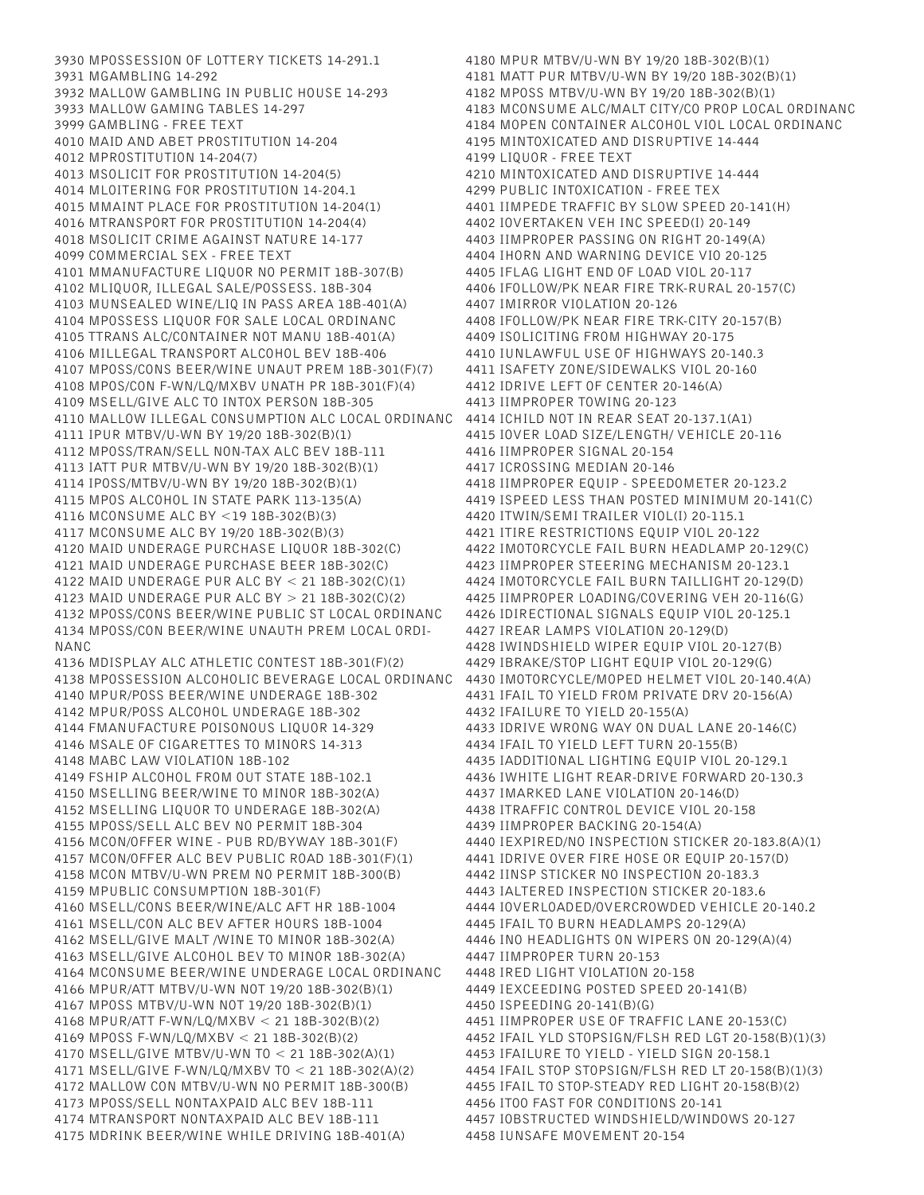3930 MPOSSESSION OF LOTTERY TICKETS 14-291.1
3931 MGAMBLING 14-292
3932 MALLOW GAMBLING IN PUBLIC HOUSE 14-293
3933 MALLOW GAMING TABLES 14-297
3999 GAMBLING - FREE TEXT
4010 MAID AND ABET PROSTITUTION 14-204
4012 MPROSTITUTION 14-204(7)
4013 MSOLICIT FOR PROSTITUTION 14-204(5)
4014 MLOITERING FOR PROSTITUTION 14-204.1
4015 MMAINT PLACE FOR PROSTITUTION 14-204(1)
4016 MTRANSPORT FOR PROSTITUTION 14-204(4)
4018 MSOLICIT CRIME AGAINST NATURE 14-177
4099 COMMERCIAL SEX - FREE TEXT
4101 MMANUFACTURE LIQUOR NO PERMIT 18B-307(B)
4102 MLIQUOR, ILLEGAL SALE/POSSESS. 18B-304
4103 MUNSEALED WINE/LIQ IN PASS AREA 18B-401(A)
4104 MPOSSESS LIQUOR FOR SALE LOCAL ORDINANC
4105 TTRANS ALC/CONTAINER NOT MANU 18B-401(A)
4106 MILLEGAL TRANSPORT ALCOHOL BEV 18B-406
4107 MPOSS/CONS BEER/WINE UNAUT PREM 18B-301(F)(7)
4108 MPOS/CON F-WN/LQ/MXBV UNATH PR 18B-301(F)(4)
4109 MSELL/GIVE ALC TO INTOX PERSON 18B-305
4110 MALLOW ILLEGAL CONSUMPTION ALC LOCAL ORDINANC
4111 IPUR MTBV/U-WN BY 19/20 18B-302(B)(1)
4112 MPOSS/TRAN/SELL NON-TAX ALC BEV 18B-111
4113 IATT PUR MTBV/U-WN BY 19/20 18B-302(B)(1)
4114 IPOSS/MTBV/U-WN BY 19/20 18B-302(B)(1)
4115 MPOS ALCOHOL IN STATE PARK 113-135(A)
4116 MCONSUME ALC BY <19 18B-302(B)(3)
4117 MCONSUME ALC BY 19/20 18B-302(B)(3)
4120 MAID UNDERAGE PURCHASE LIQUOR 18B-302(C)
4121 MAID UNDERAGE PURCHASE BEER 18B-302(C)
4122 MAID UNDERAGE PUR ALC BY < 21 18B-302(C)(1)
4123 MAID UNDERAGE PUR ALC BY > 21 18B-302(C)(2)
4132 MPOSS/CONS BEER/WINE PUBLIC ST LOCAL ORDINANC
4134 MPOSS/CON BEER/WINE UNAUTH PREM LOCAL ORDINANC
4136 MDISPLAY ALC ATHLETIC CONTEST 18B-301(F)(2)
4138 MPOSSESSION ALCOHOLIC BEVERAGE LOCAL ORDINANC
4140 MPUR/POSS BEER/WINE UNDERAGE 18B-302
4142 MPUR/POSS ALCOHOL UNDERAGE 18B-302
4144 FMANUFACTURE POISONOUS LIQUOR 14-329
4146 MSALE OF CIGARETTES TO MINORS 14-313
4148 MABC LAW VIOLATION 18B-102
4149 FSHIP ALCOHOL FROM OUT STATE 18B-102.1
4150 MSELLING BEER/WINE TO MINOR 18B-302(A)
4152 MSELLING LIQUOR TO UNDERAGE 18B-302(A)
4155 MPOSS/SELL ALC BEV NO PERMIT 18B-304
4156 MCON/OFFER WINE - PUB RD/BYWAY 18B-301(F)
4157 MCON/OFFER ALC BEV PUBLIC ROAD 18B-301(F)(1)
4158 MCON MTBV/U-WN PREM NO PERMIT 18B-300(B)
4159 MPUBLIC CONSUMPTION 18B-301(F)
4160 MSELL/CONS BEER/WINE/ALC AFT HR 18B-1004
4161 MSELL/CON ALC BEV AFTER HOURS 18B-1004
4162 MSELL/GIVE MALT /WINE TO MINOR 18B-302(A)
4163 MSELL/GIVE ALCOHOL BEV TO MINOR 18B-302(A)
4164 MCONSUME BEER/WINE UNDERAGE LOCAL ORDINANC
4166 MPUR/ATT MTBV/U-WN NOT 19/20 18B-302(B)(1)
4167 MPOSS MTBV/U-WN NOT 19/20 18B-302(B)(1)
4168 MPUR/ATT F-WN/LQ/MXBV < 21 18B-302(B)(2)
4169 MPOSS F-WN/LQ/MXBV < 21 18B-302(B)(2)
4170 MSELL/GIVE MTBV/U-WN TO < 21 18B-302(A)(1)
4171 MSELL/GIVE F-WN/LQ/MXBV TO < 21 18B-302(A)(2)
4172 MALLOW CON MTBV/U-WN NO PERMIT 18B-300(B)
4173 MPOSS/SELL NONTAXPAID ALC BEV 18B-111
4174 MTRANSPORT NONTAXPAID ALC BEV 18B-111
4175 MDRINK BEER/WINE WHILE DRIVING 18B-401(A)
4180 MPUR MTBV/U-WN BY 19/20 18B-302(B)(1)
4181 MATT PUR MTBV/U-WN BY 19/20 18B-302(B)(1)
4182 MPOSS MTBV/U-WN BY 19/20 18B-302(B)(1)
4183 MCONSUME ALC/MALT CITY/CO PROP LOCAL ORDINANC
4184 MOPEN CONTAINER ALCOHOL VIOL LOCAL ORDINANC
4195 MINTOXICATED AND DISRUPTIVE 14-444
4199 LIQUOR - FREE TEXT
4210 MINTOXICATED AND DISRUPTIVE 14-444
4299 PUBLIC INTOXICATION - FREE TEX
4401 IIMPEDE TRAFFIC BY SLOW SPEED 20-141(H)
4402 IOVERTAKEN VEH INC SPEED(I) 20-149
4403 IIMPROPER PASSING ON RIGHT 20-149(A)
4404 IHORN AND WARNING DEVICE VIO 20-125
4405 IFLAG LIGHT END OF LOAD VIOL 20-117
4406 IFOLLOW/PK NEAR FIRE TRK-RURAL 20-157(C)
4407 IMIRROR VIOLATION 20-126
4408 IFOLLOW/PK NEAR FIRE TRK-CITY 20-157(B)
4409 ISOLICITING FROM HIGHWAY 20-175
4410 IUNLAWFUL USE OF HIGHWAYS 20-140.3
4411 ISAFETY ZONE/SIDEWALKS VIOL 20-160
4412 IDRIVE LEFT OF CENTER 20-146(A)
4413 IIMPROPER TOWING 20-123
4414 ICHILD NOT IN REAR SEAT 20-137.1(A1)
4415 IOVER LOAD SIZE/LENGTH/ VEHICLE 20-116
4416 IIMPROPER SIGNAL 20-154
4417 ICROSSING MEDIAN 20-146
4418 IIMPROPER EQUIP - SPEEDOMETER 20-123.2
4419 ISPEED LESS THAN POSTED MINIMUM 20-141(C)
4420 ITWIN/SEMI TRAILER VIOL(I) 20-115.1
4421 ITIRE RESTRICTIONS EQUIP VIOL 20-122
4422 IMOTORCYCLE FAIL BURN HEADLAMP 20-129(C)
4423 IIMPROPER STEERING MECHANISM 20-123.1
4424 IMOTORCYCLE FAIL BURN TAILLIGHT 20-129(D)
4425 IIMPROPER LOADING/COVERING VEH 20-116(G)
4426 IDIRECTIONAL SIGNALS EQUIP VIOL 20-125.1
4427 IREAR LAMPS VIOLATION 20-129(D)
4428 IWINDSHIELD WIPER EQUIP VIOL 20-127(B)
4429 IBRAKE/STOP LIGHT EQUIP VIOL 20-129(G)
4430 IMOTORCYCLE/MOPED HELMET VIOL 20-140.4(A)
4431 IFAIL TO YIELD FROM PRIVATE DRV 20-156(A)
4432 IFAILURE TO YIELD 20-155(A)
4433 IDRIVE WRONG WAY ON DUAL LANE 20-146(C)
4434 IFAIL TO YIELD LEFT TURN 20-155(B)
4435 IADDITIONAL LIGHTING EQUIP VIOL 20-129.1
4436 IWHITE LIGHT REAR-DRIVE FORWARD 20-130.3
4437 IMARKED LANE VIOLATION 20-146(D)
4438 ITRAFFIC CONTROL DEVICE VIOL 20-158
4439 IIMPROPER BACKING 20-154(A)
4440 IEXPIRED/NO INSPECTION STICKER 20-183.8(A)(1)
4441 IDRIVE OVER FIRE HOSE OR EQUIP 20-157(D)
4442 IINSP STICKER NO INSPECTION 20-183.3
4443 IALTERED INSPECTION STICKER 20-183.6
4444 IOVERLOADED/OVERCROWDED VEHICLE 20-140.2
4445 IFAIL TO BURN HEADLAMPS 20-129(A)
4446 INO HEADLIGHTS ON WIPERS ON 20-129(A)(4)
4447 IIMPROPER TURN 20-153
4448 IRED LIGHT VIOLATION 20-158
4449 IEXCEEDING POSTED SPEED 20-141(B)
4450 ISPEEDING 20-141(B)(G)
4451 IIMPROPER USE OF TRAFFIC LANE 20-153(C)
4452 IFAIL YLD STOPSIGN/FLSH RED LGT 20-158(B)(1)(3)
4453 IFAILURE TO YIELD - YIELD SIGN 20-158.1
4454 IFAIL STOP STOPSIGN/FLSH RED LT 20-158(B)(1)(3)
4455 IFAIL TO STOP-STEADY RED LIGHT 20-158(B)(2)
4456 ITOO FAST FOR CONDITIONS 20-141
4457 IOBSTRUCTED WINDSHIELD/WINDOWS 20-127
4458 IUNSAFE MOVEMENT 20-154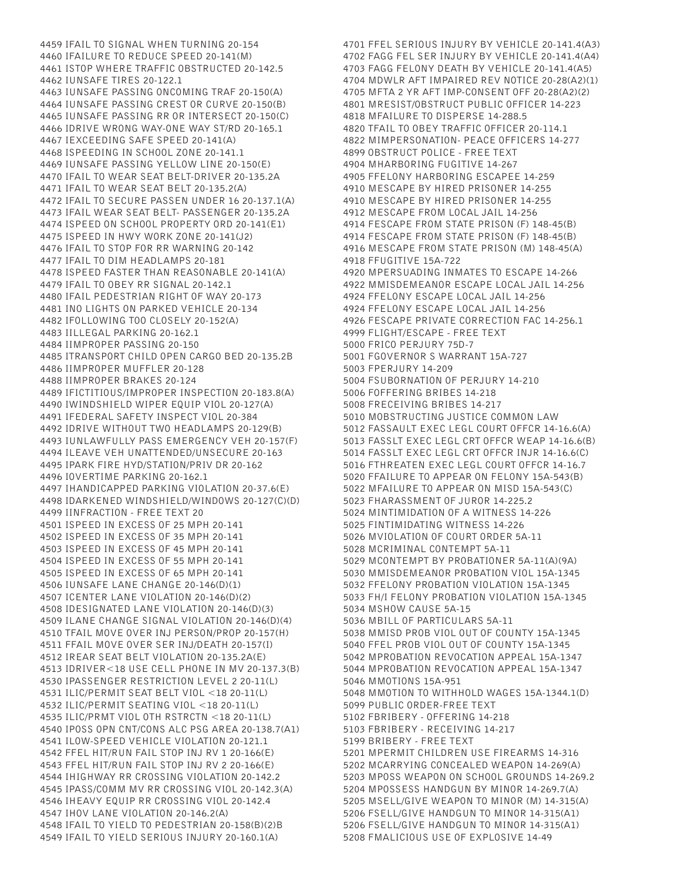4459 IFAIL TO SIGNAL WHEN TURNING 20-154
4460 IFAILURE TO REDUCE SPEED 20-141(M)
4461 ISTOP WHERE TRAFFIC OBSTRUCTED 20-142.5
4462 IUNSAFE TIRES 20-122.1
4463 IUNSAFE PASSING ONCOMING TRAF 20-150(A)
4464 IUNSAFE PASSING CREST OR CURVE 20-150(B)
4465 IUNSAFE PASSING RR OR INTERSECT 20-150(C)
4466 IDRIVE WRONG WAY-ONE WAY ST/RD 20-165.1
4467 IEXCEEDING SAFE SPEED 20-141(A)
4468 ISPEEDING IN SCHOOL ZONE 20-141.1
4469 IUNSAFE PASSING YELLOW LINE 20-150(E)
4470 IFAIL TO WEAR SEAT BELT-DRIVER 20-135.2A
4471 IFAIL TO WEAR SEAT BELT 20-135.2(A)
4472 IFAIL TO SECURE PASSEN UNDER 16 20-137.1(A)
4473 IFAIL WEAR SEAT BELT- PASSENGER 20-135.2A
4474 ISPEED ON SCHOOL PROPERTY ORD 20-141(E1)
4475 ISPEED IN HWY WORK ZONE 20-141(J2)
4476 IFAIL TO STOP FOR RR WARNING 20-142
4477 IFAIL TO DIM HEADLAMPS 20-181
4478 ISPEED FASTER THAN REASONABLE 20-141(A)
4479 IFAIL TO OBEY RR SIGNAL 20-142.1
4480 IFAIL PEDESTRIAN RIGHT OF WAY 20-173
4481 INO LIGHTS ON PARKED VEHICLE 20-134
4482 IFOLLOWING TOO CLOSELY 20-152(A)
4483 IILLEGAL PARKING 20-162.1
4484 IIMPROPER PASSING 20-150
4485 ITRANSPORT CHILD OPEN CARGO BED 20-135.2B
4486 IIMPROPER MUFFLER 20-128
4488 IIMPROPER BRAKES 20-124
4489 IFICTITIOUS/IMPROPER INSPECTION 20-183.8(A)
4490 IWINDSHIELD WIPER EQUIP VIOL 20-127(A)
4491 IFEDERAL SAFETY INSPECT VIOL 20-384
4492 IDRIVE WITHOUT TWO HEADLAMPS 20-129(B)
4493 IUNLAWFULLY PASS EMERGENCY VEH 20-157(F)
4494 ILEAVE VEH UNATTENDED/UNSECURE 20-163
4495 IPARK FIRE HYD/STATION/PRIV DR 20-162
4496 IOVERTIME PARKING 20-162.1
4497 IHANDICAPPED PARKING VIOLATION 20-37.6(E)
4498 IDARKENED WINDSHIELD/WINDOWS 20-127(C)(D)
4499 IINFRACTION - FREE TEXT 20
4501 ISPEED IN EXCESS OF 25 MPH 20-141
4502 ISPEED IN EXCESS OF 35 MPH 20-141
4503 ISPEED IN EXCESS OF 45 MPH 20-141
4504 ISPEED IN EXCESS OF 55 MPH 20-141
4505 ISPEED IN EXCESS OF 65 MPH 20-141
4506 IUNSAFE LANE CHANGE 20-146(D)(1)
4507 ICENTER LANE VIOLATION 20-146(D)(2)
4508 IDESIGNATED LANE VIOLATION 20-146(D)(3)
4509 ILANE CHANGE SIGNAL VIOLATION 20-146(D)(4)
4510 TFAIL MOVE OVER INJ PERSON/PROP 20-157(H)
4511 FFAIL MOVE OVER SER INJ/DEATH 20-157(I)
4512 IREAR SEAT BELT VIOLATION 20-135.2A(E)
4513 IDRIVER<18 USE CELL PHONE IN MV 20-137.3(B)
4530 IPASSENGER RESTRICTION LEVEL 2 20-11(L)
4531 ILIC/PERMIT SEAT BELT VIOL <18 20-11(L)
4532 ILIC/PERMIT SEATING VIOL <18 20-11(L)
4535 ILIC/PRMT VIOL OTH RSTRCTN <18 20-11(L)
4540 IPOSS OPN CNT/CONS ALC PSG AREA 20-138.7(A1)
4541 ILOW-SPEED VEHICLE VIOLATION 20-121.1
4542 FFEL HIT/RUN FAIL STOP INJ RV 1 20-166(E)
4543 FFEL HIT/RUN FAIL STOP INJ RV 2 20-166(E)
4544 IHIGHWAY RR CROSSING VIOLATION 20-142.2
4545 IPASS/COMM MV RR CROSSING VIOL 20-142.3(A)
4546 IHEAVY EQUIP RR CROSSING VIOL 20-142.4
4547 IHOV LANE VIOLATION 20-146.2(A)
4548 IFAIL TO YIELD TO PEDESTRIAN 20-158(B)(2)B
4549 IFAIL TO YIELD SERIOUS INJURY 20-160.1(A)
4701 FFEL SERIOUS INJURY BY VEHICLE 20-141.4(A3)
4702 FAGG FEL SER INJURY BY VEHICLE 20-141.4(A4)
4703 FAGG FELONY DEATH BY VEHICLE 20-141.4(A5)
4704 MDWLR AFT IMPAIRED REV NOTICE 20-28(A2)(1)
4705 MFTA 2 YR AFT IMP-CONSENT OFF 20-28(A2)(2)
4801 MRESIST/OBSTRUCT PUBLIC OFFICER 14-223
4818 MFAILURE TO DISPERSE 14-288.5
4820 TFAIL TO OBEY TRAFFIC OFFICER 20-114.1
4822 MIMPERSONATION- PEACE OFFICERS 14-277
4899 OBSTRUCT POLICE - FREE TEXT
4904 MHARBORING FUGITIVE 14-267
4905 FFELONY HARBORING ESCAPEE 14-259
4910 MESCAPE BY HIRED PRISONER 14-255
4910 MESCAPE BY HIRED PRISONER 14-255
4912 MESCAPE FROM LOCAL JAIL 14-256
4914 FESCAPE FROM STATE PRISON (F) 148-45(B)
4914 FESCAPE FROM STATE PRISON (F) 148-45(B)
4916 MESCAPE FROM STATE PRISON (M) 148-45(A)
4918 FFUGITIVE 15A-722
4920 MPERSUADING INMATES TO ESCAPE 14-266
4922 MMISDEMEANOR ESCAPE LOCAL JAIL 14-256
4924 FFELONY ESCAPE LOCAL JAIL 14-256
4924 FFELONY ESCAPE LOCAL JAIL 14-256
4926 FESCAPE PRIVATE CORRECTION FAC 14-256.1
4999 FLIGHT/ESCAPE - FREE TEXT
5000 FRICO PERJURY 75D-7
5001 FGOVERNOR S WARRANT 15A-727
5003 FPERJURY 14-209
5004 FSUBORNATION OF PERJURY 14-210
5006 FOFFERING BRIBES 14-218
5008 FRECEIVING BRIBES 14-217
5010 MOBSTRUCTING JUSTICE COMMON LAW
5012 FASSAULT EXEC LEGL COURT OFFCR 14-16.6(A)
5013 FASSLT EXEC LEGL CRT OFFCR WEAP 14-16.6(B)
5014 FASSLT EXEC LEGL CRT OFFCR INJR 14-16.6(C)
5016 FTHREATEN EXEC LEGL COURT OFFCR 14-16.7
5020 FFAILURE TO APPEAR ON FELONY 15A-543(B)
5022 MFAILURE TO APPEAR ON MISD 15A-543(C)
5023 FHARASSMENT OF JUROR 14-225.2
5024 MINTIMIDATION OF A WITNESS 14-226
5025 FINTIMIDATING WITNESS 14-226
5026 MVIOLATION OF COURT ORDER 5A-11
5028 MCRIMINAL CONTEMPT 5A-11
5029 MCONTEMPT BY PROBATIONER 5A-11(A)(9A)
5030 MMISDEMEANOR PROBATION VIOL 15A-1345
5032 FFELONY PROBATION VIOLATION 15A-1345
5033 FH/I FELONY PROBATION VIOLATION 15A-1345
5034 MSHOW CAUSE 5A-15
5036 MBILL OF PARTICULARS 5A-11
5038 MMISD PROB VIOL OUT OF COUNTY 15A-1345
5040 FFEL PROB VIOL OUT OF COUNTY 15A-1345
5042 MPROBATION REVOCATION APPEAL 15A-1347
5044 MPROBATION REVOCATION APPEAL 15A-1347
5046 MMOTIONS 15A-951
5048 MMOTION TO WITHHOLD WAGES 15A-1344.1(D)
5099 PUBLIC ORDER-FREE TEXT
5102 FBRIBERY - OFFERING 14-218
5103 FBRIBERY - RECEIVING 14-217
5199 BRIBERY - FREE TEXT
5201 MPERMIT CHILDREN USE FIREARMS 14-316
5202 MCARRYING CONCEALED WEAPON 14-269(A)
5203 MPOSS WEAPON ON SCHOOL GROUNDS 14-269.2
5204 MPOSSESS HANDGUN BY MINOR 14-269.7(A)
5205 MSELL/GIVE WEAPON TO MINOR (M) 14-315(A)
5206 FSELL/GIVE HANDGUN TO MINOR 14-315(A1)
5206 FSELL/GIVE HANDGUN TO MINOR 14-315(A1)
5208 FMALICIOUS USE OF EXPLOSIVE 14-49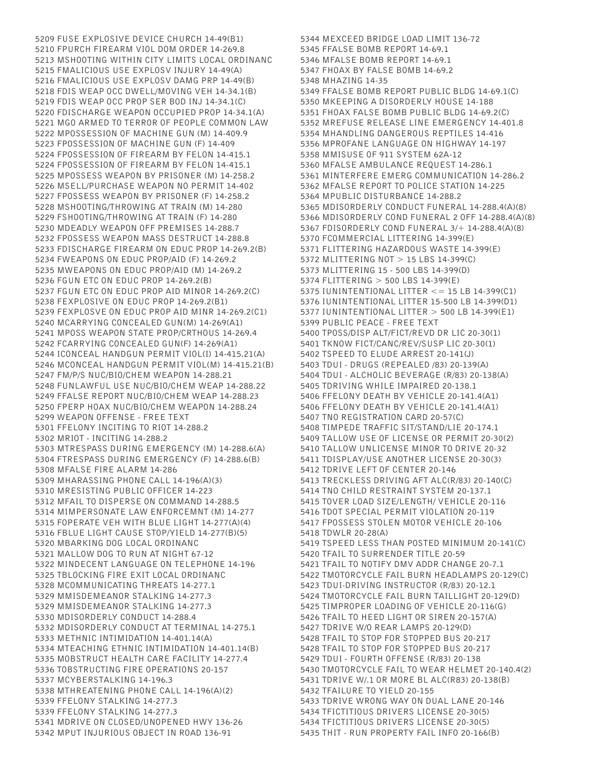5209 FUSE EXPLOSIVE DEVICE CHURCH 14-49(B1)
5210 FPURCH FIREARM VIOL DOM ORDER 14-269.8
5213 MSHOOTING WITHIN CITY LIMITS LOCAL ORDINANC
5215 FMALICIOUS USE EXPLOSV INJURY 14-49(A)
5216 FMALICIOUS USE EXPLOSV DAMG PRP 14-49(B)
5218 FDIS WEAP OCC DWELL/MOVING VEH 14-34.1(B)
5219 FDIS WEAP OCC PROP SER BOD INJ 14-34.1(C)
5220 FDISCHARGE WEAPON OCCUPIED PROP 14-34.1(A)
5221 MGO ARMED TO TERROR OF PEOPLE COMMON LAW
5222 MPOSSESSION OF MACHINE GUN (M) 14-409.9
5223 FPOSSESSION OF MACHINE GUN (F) 14-409
5224 FPOSSESSION OF FIREARM BY FELON 14-415.1
5224 FPOSSESSION OF FIREARM BY FELON 14-415.1
5225 MPOSSESS WEAPON BY PRISONER (M) 14-258.2
5226 MSELL/PURCHASE WEAPON NO PERMIT 14-402
5227 FPOSSESS WEAPON BY PRISONER (F) 14-258.2
5228 MSHOOTING/THROWING AT TRAIN (M) 14-280
5229 FSHOOTING/THROWING AT TRAIN (F) 14-280
5230 MDEADLY WEAPON OFF PREMISES 14-288.7
5232 FPOSSESS WEAPON MASS DESTRUCT 14-288.8
5233 FDISCHARGE FIREARM ON EDUC PROP 14-269.2(B)
5234 FWEAPONS ON EDUC PROP/AID (F) 14-269.2
5235 MWEAPONS ON EDUC PROP/AID (M) 14-269.2
5236 FGUN ETC ON EDUC PROP 14-269.2(B)
5237 FGUN ETC ON EDUC PROP AID MINOR 14-269.2(C)
5238 FEXPLOSIVE ON EDUC PROP 14-269.2(B1)
5239 FEXPLOSVE ON EDUC PROP AID MINR 14-269.2(C1)
5240 MCARRYING CONCEALED GUN(M) 14-269(A1)
5241 MPOSS WEAPON STATE PROP/CRTHOUS 14-269.4
5242 FCARRYING CONCEALED GUN(F) 14-269(A1)
5244 ICONCEAL HANDGUN PERMIT VIOL(I) 14-415.21(A)
5246 MCONCEAL HANDGUN PERMIT VIOL(M) 14-415.21(B)
5247 FM/P/S NUC/BIO/CHEM WEAPON 14-288.21
5248 FUNLAWFUL USE NUC/BIO/CHEM WEAP 14-288.22
5249 FFALSE REPORT NUC/BIO/CHEM WEAP 14-288.23
5250 FPERP HOAX NUC/BIO/CHEM WEAPON 14-288.24
5299 WEAPON OFFENSE - FREE TEXT
5301 FFELONY INCITING TO RIOT 14-288.2
5302 MRIOT - INCITING 14-288.2
5303 MTRESPASS DURING EMERGENCY (M) 14-288.6(A)
5304 FTRESPASS DURING EMERGENCY (F) 14-288.6(B)
5308 MFALSE FIRE ALARM 14-286
5309 MHARASSING PHONE CALL 14-196(A)(3)
5310 MRESISTING PUBLIC OFFICER 14-223
5312 MFAIL TO DISPERSE ON COMMAND 14-288.5
5314 MIMPERSONATE LAW ENFORCEMNT (M) 14-277
5315 FOPERATE VEH WITH BLUE LIGHT 14-277(A)(4)
5316 FBLUE LIGHT CAUSE STOP/YIELD 14-277(B)(5)
5320 MBARKING DOG LOCAL ORDINANC
5321 MALLOW DOG TO RUN AT NIGHT 67-12
5322 MINDECENT LANGUAGE ON TELEPHONE 14-196
5325 TBLOCKING FIRE EXIT LOCAL ORDINANC
5328 MCOMMUNICATING THREATS 14-277.1
5329 MMISDEMEANOR STALKING 14-277.3
5329 MMISDEMEANOR STALKING 14-277.3
5330 MDISORDERLY CONDUCT 14-288.4
5332 MDISORDERLY CONDUCT AT TERMINAL 14-275.1
5333 METHNIC INTIMIDATION 14-401.14(A)
5334 MTEACHING ETHNIC INTIMIDATION 14-401.14(B)
5335 MOBSTRUCT HEALTH CARE FACILITY 14-277.4
5336 TOBSTRUCTING FIRE OPERATIONS 20-157
5337 MCYBERSTALKING 14-196.3
5338 MTHREATENING PHONE CALL 14-196(A)(2)
5339 FFELONY STALKING 14-277.3
5339 FFELONY STALKING 14-277.3
5341 MDRIVE ON CLOSED/UNOPENED HWY 136-26
5342 MPUT INJURIOUS OBJECT IN ROAD 136-91
5344 MEXCEED BRIDGE LOAD LIMIT 136-72
5345 FFALSE BOMB REPORT 14-69.1
5346 MFALSE BOMB REPORT 14-69.1
5347 FHOAX BY FALSE BOMB 14-69.2
5348 MHAZING 14-35
5349 FFALSE BOMB REPORT PUBLIC BLDG 14-69.1(C)
5350 MKEEPING A DISORDERLY HOUSE 14-188
5351 FHOAX FALSE BOMB PUBLIC BLDG 14-69.2(C)
5352 MREFUSE RELEASE LINE EMERGENCY 14-401.8
5354 MHANDLING DANGEROUS REPTILES 14-416
5356 MPROFANE LANGUAGE ON HIGHWAY 14-197
5358 MMISUSE OF 911 SYSTEM 62A-12
5360 MFALSE AMBULANCE REQUEST 14-286.1
5361 MINTERFERE EMERG COMMUNICATION 14-286.2
5362 MFALSE REPORT TO POLICE STATION 14-225
5364 MPUBLIC DISTURBANCE 14-288.2
5365 MDISORDERLY CONDUCT FUNERAL 14-288.4(A)(8)
5366 MDISORDERLY COND FUNERAL 2 OFF 14-288.4(A)(8)
5367 FDISORDERLY COND FUNERAL 3/+ 14-288.4(A)(8)
5370 FCOMMERCIAL LITTERING 14-399(E)
5371 FLITTERING HAZARDOUS WASTE 14-399(E)
5372 MLITTERING NOT > 15 LBS 14-399(C)
5373 MLITTERING 15 - 500 LBS 14-399(D)
5374 FLITTERING > 500 LBS 14-399(E)
5375 IUNINTENTIONAL LITTER <= 15 LB 14-399(C1)
5376 IUNINTENTIONAL LITTER 15-500 LB 14-399(D1)
5377 IUNINTENTIONAL LITTER > 500 LB 14-399(E1)
5399 PUBLIC PEACE - FREE TEXT
5400 TPOSS/DISP ALT/FICT/REVD DR LIC 20-30(1)
5401 TKNOW FICT/CANC/REV/SUSP LIC 20-30(1)
5402 TSPEED TO ELUDE ARREST 20-141(J)
5403 TDUI - DRUGS (REPEALED /83) 20-139(A)
5404 TDUI - ALCHOLIC BEVERAGE (R/83) 20-138(A)
5405 TDRIVING WHILE IMPAIRED 20-138.1
5406 FFELONY DEATH BY VEHICLE 20-141.4(A1)
5406 FFELONY DEATH BY VEHICLE 20-141.4(A1)
5407 TNO REGISTRATION CARD 20-57(C)
5408 TIMPEDE TRAFFIC SIT/STAND/LIE 20-174.1
5409 TALLOW USE OF LICENSE OR PERMIT 20-30(2)
5410 TALLOW UNLICENSE MINOR TO DRIVE 20-32
5411 TDISPLAY/USE ANOTHER LICENSE 20-30(3)
5412 TDRIVE LEFT OF CENTER 20-146
5413 TRECKLESS DRIVING AFT ALC(R/83) 20-140(C)
5414 TNO CHILD RESTRAINT SYSTEM 20-137.1
5415 TOVER LOAD SIZE/LENGTH/ VEHICLE 20-116
5416 TDOT SPECIAL PERMIT VIOLATION 20-119
5417 FPOSSESS STOLEN MOTOR VEHICLE 20-106
5418 TDWLR 20-28(A)
5419 TSPEED LESS THAN POSTED MINIMUM 20-141(C)
5420 TFAIL TO SURRENDER TITLE 20-59
5421 TFAIL TO NOTIFY DMV ADDR CHANGE 20-7.1
5422 TMOTORCYCLE FAIL BURN HEADLAMPS 20-129(C)
5423 TDUI-DRIVING INSTRUCTOR (R/83) 20-12.1
5424 TMOTORCYCLE FAIL BURN TAILLIGHT 20-129(D)
5425 TIMPROPER LOADING OF VEHICLE 20-116(G)
5426 TFAIL TO HEED LIGHT OR SIREN 20-157(A)
5427 TDRIVE W/O REAR LAMPS 20-129(D)
5428 TFAIL TO STOP FOR STOPPED BUS 20-217
5428 TFAIL TO STOP FOR STOPPED BUS 20-217
5429 TDUI - FOURTH OFFENSE (R/83) 20-138
5430 TMOTORCYCLE FAIL TO WEAR HELMET 20-140.4(2)
5431 TDRIVE W/.1 OR MORE BL ALC(R83) 20-138(B)
5432 TFAILURE TO YIELD 20-155
5433 TDRIVE WRONG WAY ON DUAL LANE 20-146
5434 TFICTITIOUS DRIVERS LICENSE 20-30(5)
5434 TFICTITIOUS DRIVERS LICENSE 20-30(5)
5435 THIT - RUN PROPERTY FAIL INFO 20-166(B)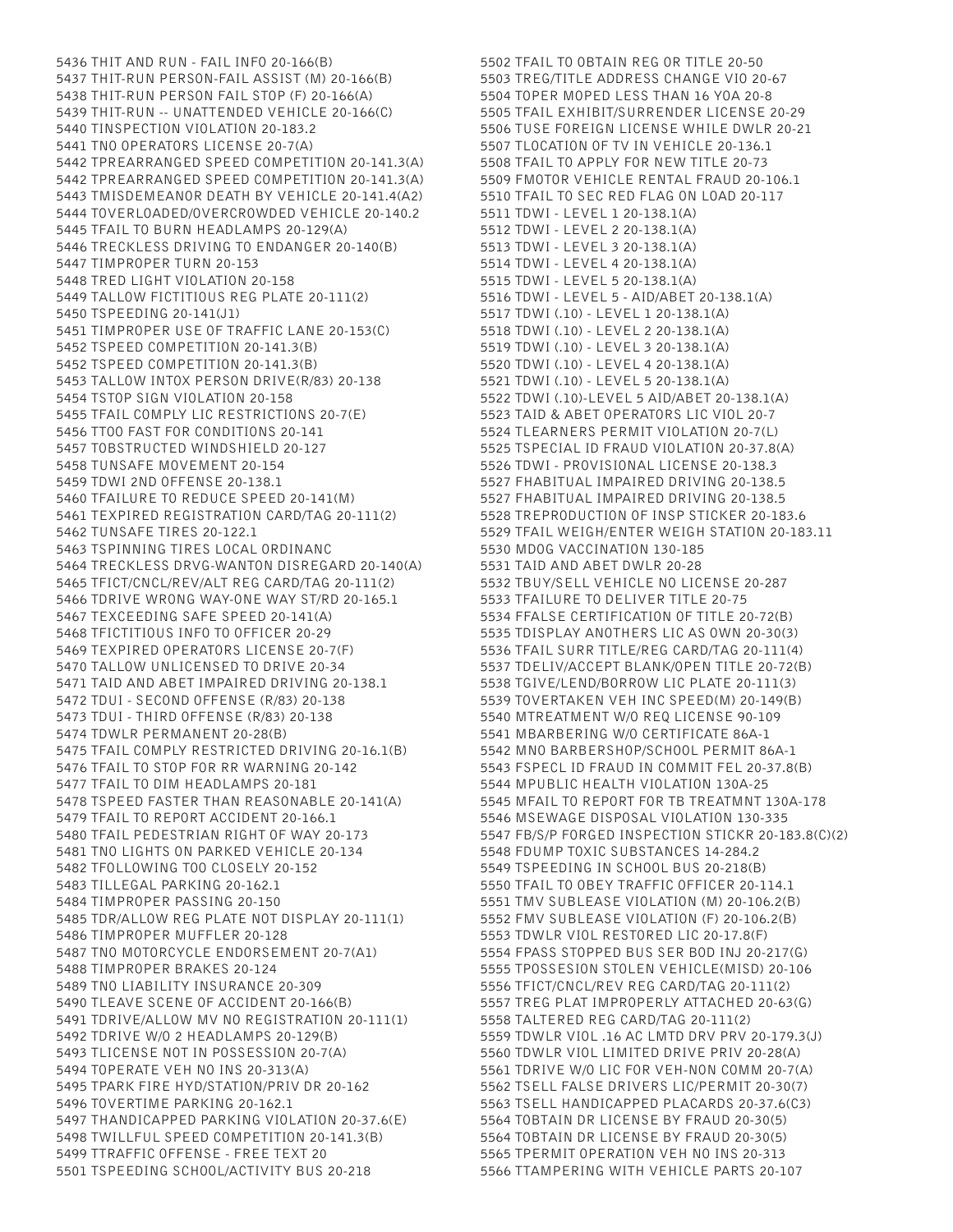5436 THIT AND RUN - FAIL INFO 20-166(B)
5437 THIT-RUN PERSON-FAIL ASSIST (M) 20-166(B)
5438 THIT-RUN PERSON FAIL STOP (F) 20-166(A)
5439 THIT-RUN -- UNATTENDED VEHICLE 20-166(C)
5440 TINSPECTION VIOLATION 20-183.2
5441 TNO OPERATORS LICENSE 20-7(A)
5442 TPREARRANGED SPEED COMPETITION 20-141.3(A)
5442 TPREARRANGED SPEED COMPETITION 20-141.3(A)
5443 TMISDEMEANOR DEATH BY VEHICLE 20-141.4(A2)
5444 TOVERLOADED/OVERCROWDED VEHICLE 20-140.2
5445 TFAIL TO BURN HEADLAMPS 20-129(A)
5446 TRECKLESS DRIVING TO ENDANGER 20-140(B)
5447 TIMPROPER TURN 20-153
5448 TRED LIGHT VIOLATION 20-158
5449 TALLOW FICTITIOUS REG PLATE 20-111(2)
5450 TSPEEDING 20-141(J1)
5451 TIMPROPER USE OF TRAFFIC LANE 20-153(C)
5452 TSPEED COMPETITION 20-141.3(B)
5452 TSPEED COMPETITION 20-141.3(B)
5453 TALLOW INTOX PERSON DRIVE(R/83) 20-138
5454 TSTOP SIGN VIOLATION 20-158
5455 TFAIL COMPLY LIC RESTRICTIONS 20-7(E)
5456 TTOO FAST FOR CONDITIONS 20-141
5457 TOBSTRUCTED WINDSHIELD 20-127
5458 TUNSAFE MOVEMENT 20-154
5459 TDWI 2ND OFFENSE 20-138.1
5460 TFAILURE TO REDUCE SPEED 20-141(M)
5461 TEXPIRED REGISTRATION CARD/TAG 20-111(2)
5462 TUNSAFE TIRES 20-122.1
5463 TSPINNING TIRES LOCAL ORDINANC
5464 TRECKLESS DRVG-WANTON DISREGARD 20-140(A)
5465 TFICT/CNCL/REV/ALT REG CARD/TAG 20-111(2)
5466 TDRIVE WRONG WAY-ONE WAY ST/RD 20-165.1
5467 TEXCEEDING SAFE SPEED 20-141(A)
5468 TFICTITIOUS INFO TO OFFICER 20-29
5469 TEXPIRED OPERATORS LICENSE 20-7(F)
5470 TALLOW UNLICENSED TO DRIVE 20-34
5471 TAID AND ABET IMPAIRED DRIVING 20-138.1
5472 TDUI - SECOND OFFENSE (R/83) 20-138
5473 TDUI - THIRD OFFENSE (R/83) 20-138
5474 TDWLR PERMANENT 20-28(B)
5475 TFAIL COMPLY RESTRICTED DRIVING 20-16.1(B)
5476 TFAIL TO STOP FOR RR WARNING 20-142
5477 TFAIL TO DIM HEADLAMPS 20-181
5478 TSPEED FASTER THAN REASONABLE 20-141(A)
5479 TFAIL TO REPORT ACCIDENT 20-166.1
5480 TFAIL PEDESTRIAN RIGHT OF WAY 20-173
5481 TNO LIGHTS ON PARKED VEHICLE 20-134
5482 TFOLLOWING TOO CLOSELY 20-152
5483 TILLEGAL PARKING 20-162.1
5484 TIMPROPER PASSING 20-150
5485 TDR/ALLOW REG PLATE NOT DISPLAY 20-111(1)
5486 TIMPROPER MUFFLER 20-128
5487 TNO MOTORCYCLE ENDORSEMENT 20-7(A1)
5488 TIMPROPER BRAKES 20-124
5489 TNO LIABILITY INSURANCE 20-309
5490 TLEAVE SCENE OF ACCIDENT 20-166(B)
5491 TDRIVE/ALLOW MV NO REGISTRATION 20-111(1)
5492 TDRIVE W/O 2 HEADLAMPS 20-129(B)
5493 TLICENSE NOT IN POSSESSION 20-7(A)
5494 TOPERATE VEH NO INS 20-313(A)
5495 TPARK FIRE HYD/STATION/PRIV DR 20-162
5496 TOVERTIME PARKING 20-162.1
5497 THANDICAPPED PARKING VIOLATION 20-37.6(E)
5498 TWILLFUL SPEED COMPETITION 20-141.3(B)
5499 TTRAFFIC OFFENSE - FREE TEXT 20
5501 TSPEEDING SCHOOL/ACTIVITY BUS 20-218
5502 TFAIL TO OBTAIN REG OR TITLE 20-50
5503 TREG/TITLE ADDRESS CHANGE VIO 20-67
5504 TOPER MOPED LESS THAN 16 YOA 20-8
5505 TFAIL EXHIBIT/SURRENDER LICENSE 20-29
5506 TUSE FOREIGN LICENSE WHILE DWLR 20-21
5507 TLOCATION OF TV IN VEHICLE 20-136.1
5508 TFAIL TO APPLY FOR NEW TITLE 20-73
5509 FMOTOR VEHICLE RENTAL FRAUD 20-106.1
5510 TFAIL TO SEC RED FLAG ON LOAD 20-117
5511 TDWI - LEVEL 1 20-138.1(A)
5512 TDWI - LEVEL 2 20-138.1(A)
5513 TDWI - LEVEL 3 20-138.1(A)
5514 TDWI - LEVEL 4 20-138.1(A)
5515 TDWI - LEVEL 5 20-138.1(A)
5516 TDWI - LEVEL 5 - AID/ABET 20-138.1(A)
5517 TDWI (.10) - LEVEL 1 20-138.1(A)
5518 TDWI (.10) - LEVEL 2 20-138.1(A)
5519 TDWI (.10) - LEVEL 3 20-138.1(A)
5520 TDWI (.10) - LEVEL 4 20-138.1(A)
5521 TDWI (.10) - LEVEL 5 20-138.1(A)
5522 TDWI (.10)-LEVEL 5 AID/ABET 20-138.1(A)
5523 TAID & ABET OPERATORS LIC VIOL 20-7
5524 TLEARNERS PERMIT VIOLATION 20-7(L)
5525 TSPECIAL ID FRAUD VIOLATION 20-37.8(A)
5526 TDWI - PROVISIONAL LICENSE 20-138.3
5527 FHABITUAL IMPAIRED DRIVING 20-138.5
5527 FHABITUAL IMPAIRED DRIVING 20-138.5
5528 TREPRODUCTION OF INSP STICKER 20-183.6
5529 TFAIL WEIGH/ENTER WEIGH STATION 20-183.11
5530 MDOG VACCINATION 130-185
5531 TAID AND ABET DWLR 20-28
5532 TBUY/SELL VEHICLE NO LICENSE 20-287
5533 TFAILURE TO DELIVER TITLE 20-75
5534 FFALSE CERTIFICATION OF TITLE 20-72(B)
5535 TDISPLAY ANOTHERS LIC AS OWN 20-30(3)
5536 TFAIL SURR TITLE/REG CARD/TAG 20-111(4)
5537 TDELIV/ACCEPT BLANK/OPEN TITLE 20-72(B)
5538 TGIVE/LEND/BORROW LIC PLATE 20-111(3)
5539 TOVERTAKEN VEH INC SPEED(M) 20-149(B)
5540 MTREATMENT W/O REQ LICENSE 90-109
5541 MBARBERING W/O CERTIFICATE 86A-1
5542 MNO BARBERSHOP/SCHOOL PERMIT 86A-1
5543 FSPECL ID FRAUD IN COMMIT FEL 20-37.8(B)
5544 MPUBLIC HEALTH VIOLATION 130A-25
5545 MFAIL TO REPORT FOR TB TREATMNT 130A-178
5546 MSEWAGE DISPOSAL VIOLATION 130-335
5547 FB/S/P FORGED INSPECTION STICKR 20-183.8(C)(2)
5548 FDUMP TOXIC SUBSTANCES 14-284.2
5549 TSPEEDING IN SCHOOL BUS 20-218(B)
5550 TFAIL TO OBEY TRAFFIC OFFICER 20-114.1
5551 TMV SUBLEASE VIOLATION (M) 20-106.2(B)
5552 FMV SUBLEASE VIOLATION (F) 20-106.2(B)
5553 TDWLR VIOL RESTORED LIC 20-17.8(F)
5554 FPASS STOPPED BUS SER BOD INJ 20-217(G)
5555 TPOSSESION STOLEN VEHICLE(MISD) 20-106
5556 TFICT/CNCL/REV REG CARD/TAG 20-111(2)
5557 TREG PLAT IMPROPERLY ATTACHED 20-63(G)
5558 TALTERED REG CARD/TAG 20-111(2)
5559 TDWLR VIOL .16 AC LMTD DRV PRV 20-179.3(J)
5560 TDWLR VIOL LIMITED DRIVE PRIV 20-28(A)
5561 TDRIVE W/O LIC FOR VEH-NON COMM 20-7(A)
5562 TSELL FALSE DRIVERS LIC/PERMIT 20-30(7)
5563 TSELL HANDICAPPED PLACARDS 20-37.6(C3)
5564 TOBTAIN DR LICENSE BY FRAUD 20-30(5)
5564 TOBTAIN DR LICENSE BY FRAUD 20-30(5)
5565 TPERMIT OPERATION VEH NO INS 20-313
5566 TTAMPERING WITH VEHICLE PARTS 20-107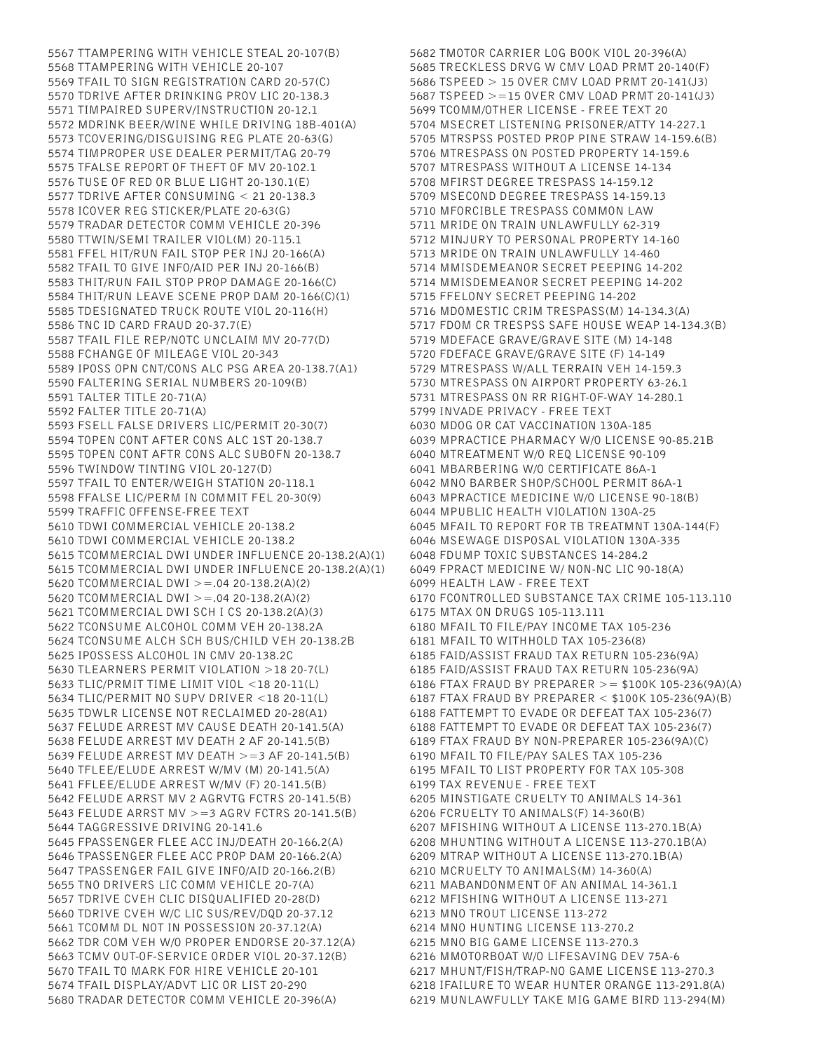5567 TTAMPERING WITH VEHICLE STEAL 20-107(B)
5568 TTAMPERING WITH VEHICLE 20-107
5569 TFAIL TO SIGN REGISTRATION CARD 20-57(C)
5570 TDRIVE AFTER DRINKING PROV LIC 20-138.3
5571 TIMPAIRED SUPERV/INSTRUCTION 20-12.1
5572 MDRINK BEER/WINE WHILE DRIVING 18B-401(A)
5573 TCOVERING/DISGUISING REG PLATE 20-63(G)
5574 TIMPROPER USE DEALER PERMIT/TAG 20-79
5575 TFALSE REPORT OF THEFT OF MV 20-102.1
5576 TUSE OF RED OR BLUE LIGHT 20-130.1(E)
5577 TDRIVE AFTER CONSUMING < 21 20-138.3
5578 ICOVER REG STICKER/PLATE 20-63(G)
5579 TRADAR DETECTOR COMM VEHICLE 20-396
5580 TTWIN/SEMI TRAILER VIOL(M) 20-115.1
5581 FFEL HIT/RUN FAIL STOP PER INJ 20-166(A)
5582 TFAIL TO GIVE INFO/AID PER INJ 20-166(B)
5583 THIT/RUN FAIL STOP PROP DAMAGE 20-166(C)
5584 THIT/RUN LEAVE SCENE PROP DAM 20-166(C)(1)
5585 TDESIGNATED TRUCK ROUTE VIOL 20-116(H)
5586 TNC ID CARD FRAUD 20-37.7(E)
5587 TFAIL FILE REP/NOTC UNCLAIM MV 20-77(D)
5588 FCHANGE OF MILEAGE VIOL 20-343
5589 IPOSS OPN CNT/CONS ALC PSG AREA 20-138.7(A1)
5590 FALTERING SERIAL NUMBERS 20-109(B)
5591 TALTER TITLE 20-71(A)
5592 FALTER TITLE 20-71(A)
5593 FSELL FALSE DRIVERS LIC/PERMIT 20-30(7)
5594 TOPEN CONT AFTER CONS ALC 1ST 20-138.7
5595 TOPEN CONT AFTR CONS ALC SUBOFN 20-138.7
5596 TWINDOW TINTING VIOL 20-127(D)
5597 TFAIL TO ENTER/WEIGH STATION 20-118.1
5598 FFALSE LIC/PERM IN COMMIT FEL 20-30(9)
5599 TRAFFIC OFFENSE-FREE TEXT
5610 TDWI COMMERCIAL VEHICLE 20-138.2
5610 TDWI COMMERCIAL VEHICLE 20-138.2
5615 TCOMMERCIAL DWI UNDER INFLUENCE 20-138.2(A)(1)
5615 TCOMMERCIAL DWI UNDER INFLUENCE 20-138.2(A)(1)
5620 TCOMMERCIAL DWI >=.04 20-138.2(A)(2)
5620 TCOMMERCIAL DWI >=.04 20-138.2(A)(2)
5621 TCOMMERCIAL DWI SCH I CS 20-138.2(A)(3)
5622 TCONSUME ALCOHOL COMM VEH 20-138.2A
5624 TCONSUME ALCH SCH BUS/CHILD VEH 20-138.2B
5625 IPOSSESS ALCOHOL IN CMV 20-138.2C
5630 TLEARNERS PERMIT VIOLATION >18 20-7(L)
5633 TLIC/PRMIT TIME LIMIT VIOL <18 20-11(L)
5634 TLIC/PERMIT NO SUPV DRIVER <18 20-11(L)
5635 TDWLR LICENSE NOT RECLAIMED 20-28(A1)
5637 FELUDE ARREST MV CAUSE DEATH 20-141.5(A)
5638 FELUDE ARREST MV DEATH 2 AF 20-141.5(B)
5639 FELUDE ARREST MV DEATH >=3 AF 20-141.5(B)
5640 TFLEE/ELUDE ARREST W/MV (M) 20-141.5(A)
5641 FFLEE/ELUDE ARREST W/MV (F) 20-141.5(B)
5642 FELUDE ARRST MV 2 AGRVTG FCTRS 20-141.5(B)
5643 FELUDE ARRST MV >=3 AGRV FCTRS 20-141.5(B)
5644 TAGGRESSIVE DRIVING 20-141.6
5645 FPASSENGER FLEE ACC INJ/DEATH 20-166.2(A)
5646 TPASSENGER FLEE ACC PROP DAM 20-166.2(A)
5647 TPASSENGER FAIL GIVE INFO/AID 20-166.2(B)
5655 TNO DRIVERS LIC COMM VEHICLE 20-7(A)
5657 TDRIVE CVEH CLIC DISQUALIFIED 20-28(D)
5660 TDRIVE CVEH W/C LIC SUS/REV/DQD 20-37.12
5661 TCOMM DL NOT IN POSSESSION 20-37.12(A)
5662 TDR COM VEH W/O PROPER ENDORSE 20-37.12(A)
5663 TCMV OUT-OF-SERVICE ORDER VIOL 20-37.12(B)
5670 TFAIL TO MARK FOR HIRE VEHICLE 20-101
5674 TFAIL DISPLAY/ADVT LIC OR LIST 20-290
5680 TRADAR DETECTOR COMM VEHICLE 20-396(A)
5682 TMOTOR CARRIER LOG BOOK VIOL 20-396(A)
5685 TRECKLESS DRVG W CMV LOAD PRMT 20-140(F)
5686 TSPEED > 15 OVER CMV LOAD PRMT 20-141(J3)
5687 TSPEED >=15 OVER CMV LOAD PRMT 20-141(J3)
5699 TCOMM/OTHER LICENSE - FREE TEXT 20
5704 MSECRET LISTENING PRISONER/ATTY 14-227.1
5705 MTRSPSS POSTED PROP PINE STRAW 14-159.6(B)
5706 MTRESPASS ON POSTED PROPERTY 14-159.6
5707 MTRESPASS WITHOUT A LICENSE 14-134
5708 MFIRST DEGREE TRESPASS 14-159.12
5709 MSECOND DEGREE TRESPASS 14-159.13
5710 MFORCIBLE TRESPASS COMMON LAW
5711 MRIDE ON TRAIN UNLAWFULLY 62-319
5712 MINJURY TO PERSONAL PROPERTY 14-160
5713 MRIDE ON TRAIN UNLAWFULLY 14-460
5714 MMISDEMEANOR SECRET PEEPING 14-202
5714 MMISDEMEANOR SECRET PEEPING 14-202
5715 FFELONY SECRET PEEPING 14-202
5716 MDOMESTIC CRIM TRESPASS(M) 14-134.3(A)
5717 FDOM CR TRESPSS SAFE HOUSE WEAP 14-134.3(B)
5719 MDEFACE GRAVE/GRAVE SITE (M) 14-148
5720 FDEFACE GRAVE/GRAVE SITE (F) 14-149
5729 MTRESPASS W/ALL TERRAIN VEH 14-159.3
5730 MTRESPASS ON AIRPORT PROPERTY 63-26.1
5731 MTRESPASS ON RR RIGHT-OF-WAY 14-280.1
5799 INVADE PRIVACY - FREE TEXT
6030 MDOG OR CAT VACCINATION 130A-185
6039 MPRACTICE PHARMACY W/O LICENSE 90-85.21B
6040 MTREATMENT W/O REQ LICENSE 90-109
6041 MBARBERING W/O CERTIFICATE 86A-1
6042 MNO BARBER SHOP/SCHOOL PERMIT 86A-1
6043 MPRACTICE MEDICINE W/O LICENSE 90-18(B)
6044 MPUBLIC HEALTH VIOLATION 130A-25
6045 MFAIL TO REPORT FOR TB TREATMNT 130A-144(F)
6046 MSEWAGE DISPOSAL VIOLATION 130A-335
6048 FDUMP TOXIC SUBSTANCES 14-284.2
6049 FPRACT MEDICINE W/ NON-NC LIC 90-18(A)
6099 HEALTH LAW - FREE TEXT
6170 FCONTROLLED SUBSTANCE TAX CRIME 105-113.110
6175 MTAX ON DRUGS 105-113.111
6180 MFAIL TO FILE/PAY INCOME TAX 105-236
6181 MFAIL TO WITHHOLD TAX 105-236(8)
6185 FAID/ASSIST FRAUD TAX RETURN 105-236(9A)
6185 FAID/ASSIST FRAUD TAX RETURN 105-236(9A)
6186 FTAX FRAUD BY PREPARER >= $100K 105-236(9A)(A)
6187 FTAX FRAUD BY PREPARER < $100K 105-236(9A)(B)
6188 FATTEMPT TO EVADE OR DEFEAT TAX 105-236(7)
6188 FATTEMPT TO EVADE OR DEFEAT TAX 105-236(7)
6189 FTAX FRAUD BY NON-PREPARER 105-236(9A)(C)
6190 MFAIL TO FILE/PAY SALES TAX 105-236
6195 MFAIL TO LIST PROPERTY FOR TAX 105-308
6199 TAX REVENUE - FREE TEXT
6205 MINSTIGATE CRUELTY TO ANIMALS 14-361
6206 FCRUELTY TO ANIMALS(F) 14-360(B)
6207 MFISHING WITHOUT A LICENSE 113-270.1B(A)
6208 MHUNTING WITHOUT A LICENSE 113-270.1B(A)
6209 MTRAP WITHOUT A LICENSE 113-270.1B(A)
6210 MCRUELTY TO ANIMALS(M) 14-360(A)
6211 MABANDONMENT OF AN ANIMAL 14-361.1
6212 MFISHING WITHOUT A LICENSE 113-271
6213 MNO TROUT LICENSE 113-272
6214 MNO HUNTING LICENSE 113-270.2
6215 MNO BIG GAME LICENSE 113-270.3
6216 MMOTORBOAT W/O LIFESAVING DEV 75A-6
6217 MHUNT/FISH/TRAP-NO GAME LICENSE 113-270.3
6218 IFAILURE TO WEAR HUNTER ORANGE 113-291.8(A)
6219 MUNLAWFULLY TAKE MIG GAME BIRD 113-294(M)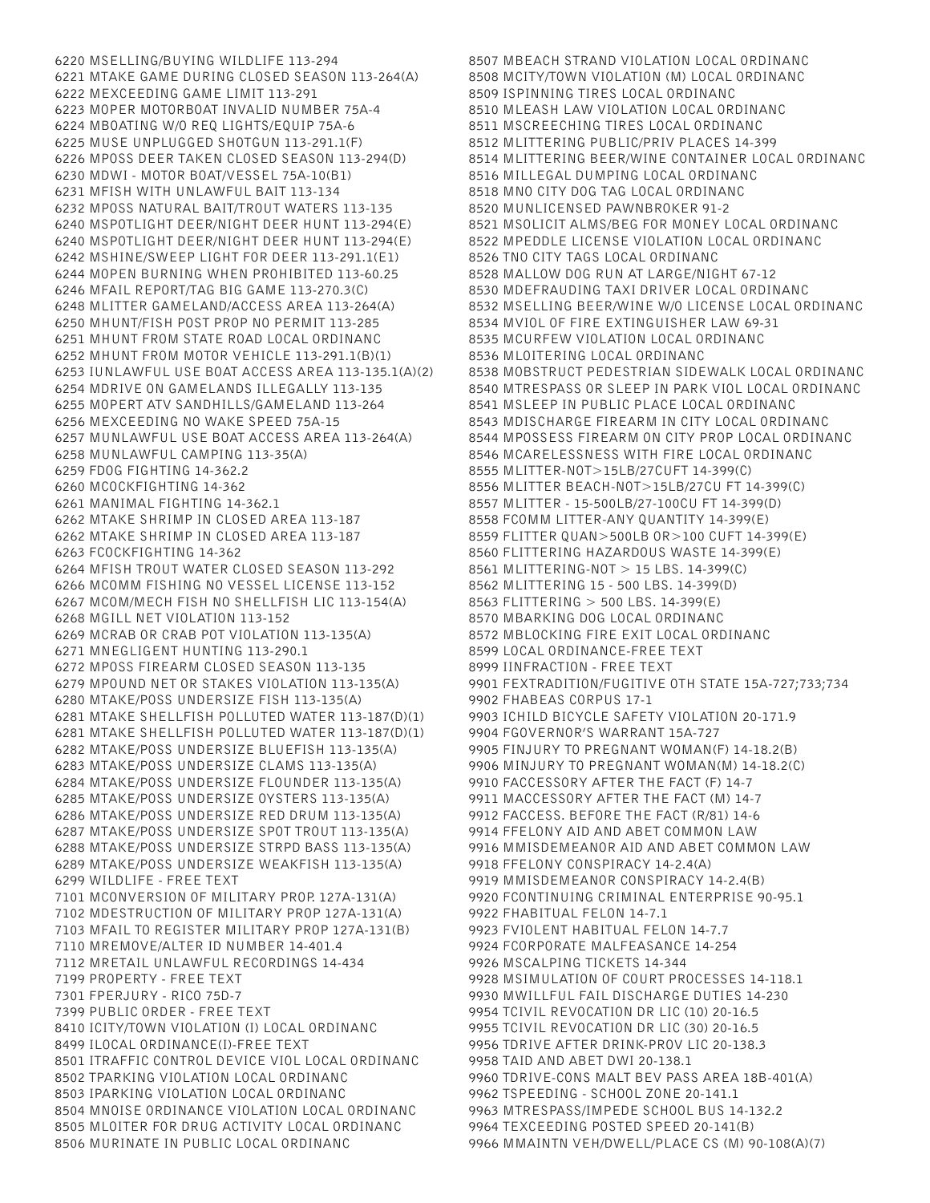6220 MSELLING/BUYING WILDLIFE 113-294
6221 MTAKE GAME DURING CLOSED SEASON 113-264(A)
6222 MEXCEEDING GAME LIMIT 113-291
6223 MOPER MOTORBOAT INVALID NUMBER 75A-4
6224 MBOATING W/O REQ LIGHTS/EQUIP 75A-6
6225 MUSE UNPLUGGED SHOTGUN 113-291.1(F)
6226 MPOSS DEER TAKEN CLOSED SEASON 113-294(D)
6230 MDWI - MOTOR BOAT/VESSEL 75A-10(B1)
6231 MFISH WITH UNLAWFUL BAIT 113-134
6232 MPOSS NATURAL BAIT/TROUT WATERS 113-135
6240 MSPOTLIGHT DEER/NIGHT DEER HUNT 113-294(E)
6240 MSPOTLIGHT DEER/NIGHT DEER HUNT 113-294(E)
6242 MSHINE/SWEEP LIGHT FOR DEER 113-291.1(E1)
6244 MOPEN BURNING WHEN PROHIBITED 113-60.25
6246 MFAIL REPORT/TAG BIG GAME 113-270.3(C)
6248 MLITTER GAMELAND/ACCESS AREA 113-264(A)
6250 MHUNT/FISH POST PROP NO PERMIT 113-285
6251 MHUNT FROM STATE ROAD LOCAL ORDINANC
6252 MHUNT FROM MOTOR VEHICLE 113-291.1(B)(1)
6253 IUNLAWFUL USE BOAT ACCESS AREA 113-135.1(A)(2)
6254 MDRIVE ON GAMELANDS ILLEGALLY 113-135
6255 MOPERT ATV SANDHILLS/GAMELAND 113-264
6256 MEXCEEDING NO WAKE SPEED 75A-15
6257 MUNLAWFUL USE BOAT ACCESS AREA 113-264(A)
6258 MUNLAWFUL CAMPING 113-35(A)
6259 FDOG FIGHTING 14-362.2
6260 MCOCKFIGHTING 14-362
6261 MANIMAL FIGHTING 14-362.1
6262 MTAKE SHRIMP IN CLOSED AREA 113-187
6262 MTAKE SHRIMP IN CLOSED AREA 113-187
6263 FCOCKFIGHTING 14-362
6264 MFISH TROUT WATER CLOSED SEASON 113-292
6266 MCOMM FISHING NO VESSEL LICENSE 113-152
6267 MCOM/MECH FISH NO SHELLFISH LIC 113-154(A)
6268 MGILL NET VIOLATION 113-152
6269 MCRAB OR CRAB POT VIOLATION 113-135(A)
6271 MNEGLIGENT HUNTING 113-290.1
6272 MPOSS FIREARM CLOSED SEASON 113-135
6279 MPOUND NET OR STAKES VIOLATION 113-135(A)
6280 MTAKE/POSS UNDERSIZE FISH 113-135(A)
6281 MTAKE SHELLFISH POLLUTED WATER 113-187(D)(1)
6281 MTAKE SHELLFISH POLLUTED WATER 113-187(D)(1)
6282 MTAKE/POSS UNDERSIZE BLUEFISH 113-135(A)
6283 MTAKE/POSS UNDERSIZE CLAMS 113-135(A)
6284 MTAKE/POSS UNDERSIZE FLOUNDER 113-135(A)
6285 MTAKE/POSS UNDERSIZE OYSTERS 113-135(A)
6286 MTAKE/POSS UNDERSIZE RED DRUM 113-135(A)
6287 MTAKE/POSS UNDERSIZE SPOT TROUT 113-135(A)
6288 MTAKE/POSS UNDERSIZE STRPD BASS 113-135(A)
6289 MTAKE/POSS UNDERSIZE WEAKFISH 113-135(A)
6299 WILDLIFE - FREE TEXT
7101 MCONVERSION OF MILITARY PROP. 127A-131(A)
7102 MDESTRUCTION OF MILITARY PROP 127A-131(A)
7103 MFAIL TO REGISTER MILITARY PROP 127A-131(B)
7110 MREMOVE/ALTER ID NUMBER 14-401.4
7112 MRETAIL UNLAWFUL RECORDINGS 14-434
7199 PROPERTY - FREE TEXT
7301 FPERJURY - RICO 75D-7
7399 PUBLIC ORDER - FREE TEXT
8410 ICITY/TOWN VIOLATION (I) LOCAL ORDINANC
8499 ILOCAL ORDINANCE(I)-FREE TEXT
8501 ITRAFFIC CONTROL DEVICE VIOL LOCAL ORDINANC
8502 TPARKING VIOLATION LOCAL ORDINANC
8503 IPARKING VIOLATION LOCAL ORDINANC
8504 MNOISE ORDINANCE VIOLATION LOCAL ORDINANC
8505 MLOITER FOR DRUG ACTIVITY LOCAL ORDINANC
8506 MURINATE IN PUBLIC LOCAL ORDINANC
8507 MBEACH STRAND VIOLATION LOCAL ORDINANC
8508 MCITY/TOWN VIOLATION (M) LOCAL ORDINANC
8509 ISPINNING TIRES LOCAL ORDINANC
8510 MLEASH LAW VIOLATION LOCAL ORDINANC
8511 MSCREECHING TIRES LOCAL ORDINANC
8512 MLITTERING PUBLIC/PRIV PLACES 14-399
8514 MLITTERING BEER/WINE CONTAINER LOCAL ORDINANC
8516 MILLEGAL DUMPING LOCAL ORDINANC
8518 MNO CITY DOG TAG LOCAL ORDINANC
8520 MUNLICENSED PAWNBROKER 91-2
8521 MSOLICIT ALMS/BEG FOR MONEY LOCAL ORDINANC
8522 MPEDDLE LICENSE VIOLATION LOCAL ORDINANC
8526 TNO CITY TAGS LOCAL ORDINANC
8528 MALLOW DOG RUN AT LARGE/NIGHT 67-12
8530 MDEFRAUDING TAXI DRIVER LOCAL ORDINANC
8532 MSELLING BEER/WINE W/O LICENSE LOCAL ORDINANC
8534 MVIOL OF FIRE EXTINGUISHER LAW 69-31
8535 MCURFEW VIOLATION LOCAL ORDINANC
8536 MLOITERING LOCAL ORDINANC
8538 MOBSTRUCT PEDESTRIAN SIDEWALK LOCAL ORDINANC
8540 MTRESPASS OR SLEEP IN PARK VIOL LOCAL ORDINANC
8541 MSLEEP IN PUBLIC PLACE LOCAL ORDINANC
8543 MDISCHARGE FIREARM IN CITY LOCAL ORDINANC
8544 MPOSSESS FIREARM ON CITY PROP LOCAL ORDINANC
8546 MCARELESSNESS WITH FIRE LOCAL ORDINANC
8555 MLITTER-NOT>15LB/27CUFT 14-399(C)
8556 MLITTER BEACH-NOT>15LB/27CU FT 14-399(C)
8557 MLITTER - 15-500LB/27-100CU FT 14-399(D)
8558 FCOMM LITTER-ANY QUANTITY 14-399(E)
8559 FLITTER QUAN>500LB OR>100 CUFT 14-399(E)
8560 FLITTERING HAZARDOUS WASTE 14-399(E)
8561 MLITTERING-NOT > 15 LBS. 14-399(C)
8562 MLITTERING 15 - 500 LBS. 14-399(D)
8563 FLITTERING > 500 LBS. 14-399(E)
8570 MBARKING DOG LOCAL ORDINANC
8572 MBLOCKING FIRE EXIT LOCAL ORDINANC
8599 LOCAL ORDINANCE-FREE TEXT
8999 IINFRACTION - FREE TEXT
9901 FEXTRADITION/FUGITIVE OTH STATE 15A-727;733;734
9902 FHABEAS CORPUS 17-1
9903 ICHILD BICYCLE SAFETY VIOLATION 20-171.9
9904 FGOVERNOR'S WARRANT 15A-727
9905 FINJURY TO PREGNANT WOMAN(F) 14-18.2(B)
9906 MINJURY TO PREGNANT WOMAN(M) 14-18.2(C)
9910 FACCESSORY AFTER THE FACT (F) 14-7
9911 MACCESSORY AFTER THE FACT (M) 14-7
9912 FACCESS. BEFORE THE FACT (R/81) 14-6
9914 FFELONY AID AND ABET COMMON LAW
9916 MMISDEMEANOR AID AND ABET COMMON LAW
9918 FFELONY CONSPIRACY 14-2.4(A)
9919 MMISDEMEANOR CONSPIRACY 14-2.4(B)
9920 FCONTINUING CRIMINAL ENTERPRISE 90-95.1
9922 FHABITUAL FELON 14-7.1
9923 FVIOLENT HABITUAL FELON 14-7.7
9924 FCORPORATE MALFEASANCE 14-254
9926 MSCALPING TICKETS 14-344
9928 MSIMULATION OF COURT PROCESSES 14-118.1
9930 MWILLFUL FAIL DISCHARGE DUTIES 14-230
9954 TCIVIL REVOCATION DR LIC (10) 20-16.5
9955 TCIVIL REVOCATION DR LIC (30) 20-16.5
9956 TDRIVE AFTER DRINK-PROV LIC 20-138.3
9958 TAID AND ABET DWI 20-138.1
9960 TDRIVE-CONS MALT BEV PASS AREA 18B-401(A)
9962 TSPEEDING - SCHOOL ZONE 20-141.1
9963 MTRESPASS/IMPEDE SCHOOL BUS 14-132.2
9964 TEXCEEDING POSTED SPEED 20-141(B)
9966 MMAINTN VEH/DWELL/PLACE CS (M) 90-108(A)(7)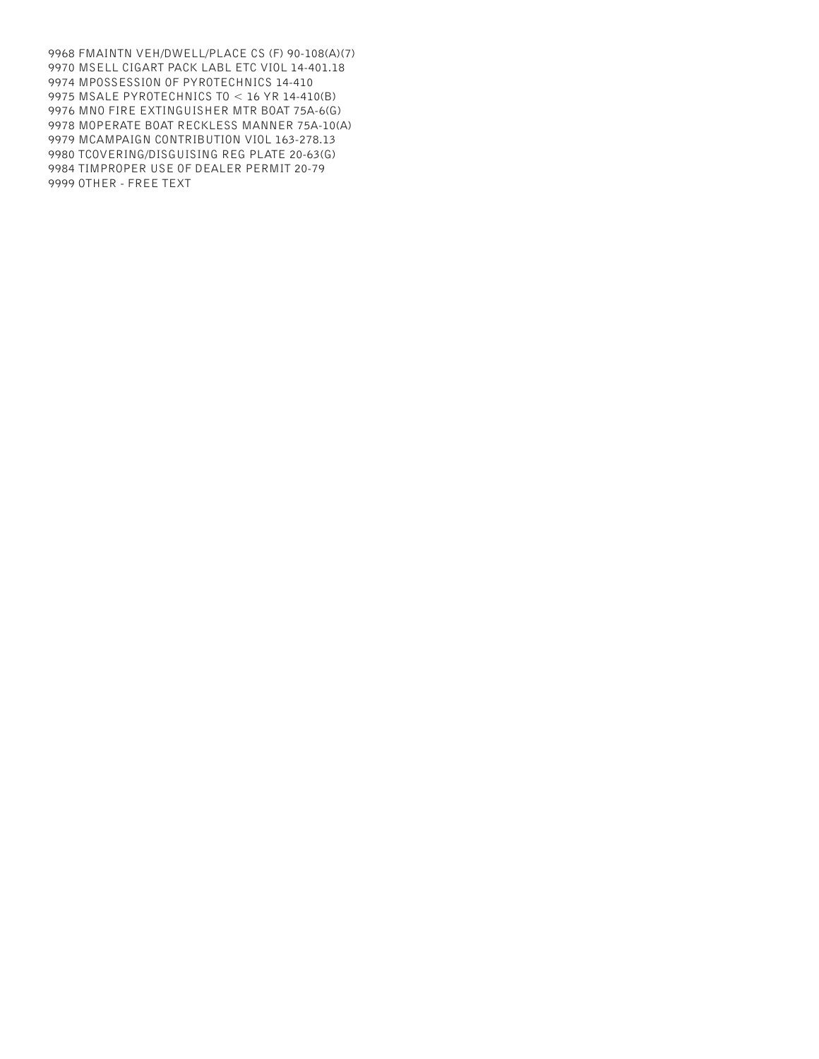9968 FMAINTN VEH/DWELL/PLACE CS (F) 90-108(A)(7)
9970 MSELL CIGART PACK LABL ETC VIOL 14-401.18
9974 MPOSSESSION OF PYROTECHNICS 14-410
9975 MSALE PYROTECHNICS TO < 16 YR 14-410(B)
9976 MNO FIRE EXTINGUISHER MTR BOAT 75A-6(G)
9978 MOPERATE BOAT RECKLESS MANNER 75A-10(A)
9979 MCAMPAIGN CONTRIBUTION VIOL 163-278.13
9980 TCOVERING/DISGUISING REG PLATE 20-63(G)
9984 TIMPROPER USE OF DEALER PERMIT 20-79
9999 OTHER - FREE TEXT